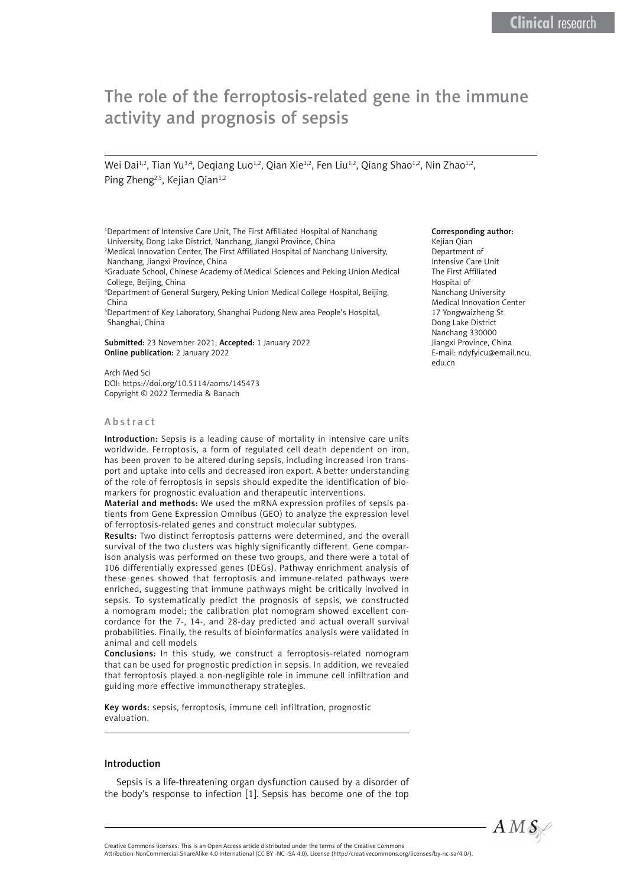# The role of the ferroptosis-related gene in the immune activity and prognosis of sepsis

Wei Dai[1,2], Tian Yu[3,4], Deqiang Luo[1,2], Qian Xie[1,2], Fen Liu[1,2], Qiang Shao[1,2], Nin Zhao[1,2], Ping Zheng[2,5], Kejian Qian[1,2]

[1]Department of Intensive Care Unit, The First Affiliated Hospital of Nanchang University, Dong Lake District, Nanchang, Jiangxi Province, China
[2]Medical Innovation Center, The First Affiliated Hospital of Nanchang University, Nanchang, Jiangxi Province, China
[3]Graduate School, Chinese Academy of Medical Sciences and Peking Union Medical College, Beijing, China
[4]Department of General Surgery, Peking Union Medical College Hospital, Beijing, China
[5]Department of Key Laboratory, Shanghai Pudong New area People's Hospital, Shanghai, China

**Submitted:** 23 November 2021; **Accepted:** 1 January 2022
**Online publication:** 2 January 2022

Arch Med Sci
DOI: https://doi.org/10.5114/aoms/145473
Copyright © 2022 Termedia & Banach

**Corresponding author:**
Kejian Qian
Department of Intensive Care Unit
The First Affiliated Hospital of Nanchang University
Medical Innovation Center
17 Yongwaizheng St
Dong Lake District
Nanchang 330000
Jiangxi Province, China
E-mail: ndyfyicu@email.ncu.edu.cn

## Abstract

**Introduction:** Sepsis is a leading cause of mortality in intensive care units worldwide. Ferroptosis, a form of regulated cell death dependent on iron, has been proven to be altered during sepsis, including increased iron transport and uptake into cells and decreased iron export. A better understanding of the role of ferroptosis in sepsis should expedite the identification of biomarkers for prognostic evaluation and therapeutic interventions.

**Material and methods:** We used the mRNA expression profiles of sepsis patients from Gene Expression Omnibus (GEO) to analyze the expression level of ferroptosis-related genes and construct molecular subtypes.

**Results:** Two distinct ferroptosis patterns were determined, and the overall survival of the two clusters was highly significantly different. Gene comparison analysis was performed on these two groups, and there were a total of 106 differentially expressed genes (DEGs). Pathway enrichment analysis of these genes showed that ferroptosis and immune-related pathways were enriched, suggesting that immune pathways might be critically involved in sepsis. To systematically predict the prognosis of sepsis, we constructed a nomogram model; the calibration plot nomogram showed excellent concordance for the 7-, 14-, and 28-day predicted and actual overall survival probabilities. Finally, the results of bioinformatics analysis were validated in animal and cell models

**Conclusions:** In this study, we construct a ferroptosis-related nomogram that can be used for prognostic prediction in sepsis. In addition, we revealed that ferroptosis played a non-negligible role in immune cell infiltration and guiding more effective immunotherapy strategies.

**Key words:** sepsis, ferroptosis, immune cell infiltration, prognostic evaluation.

## Introduction

Sepsis is a life-threatening organ dysfunction caused by a disorder of the body's response to infection [1]. Sepsis has become one of the top

Creative Commons licenses: This is an Open Access article distributed under the terms of the Creative Commons Attribution-NonCommercial-ShareAlike 4.0 International (CC BY -NC -SA 4.0). License (http://creativecommons.org/licenses/by-nc-sa/4.0/).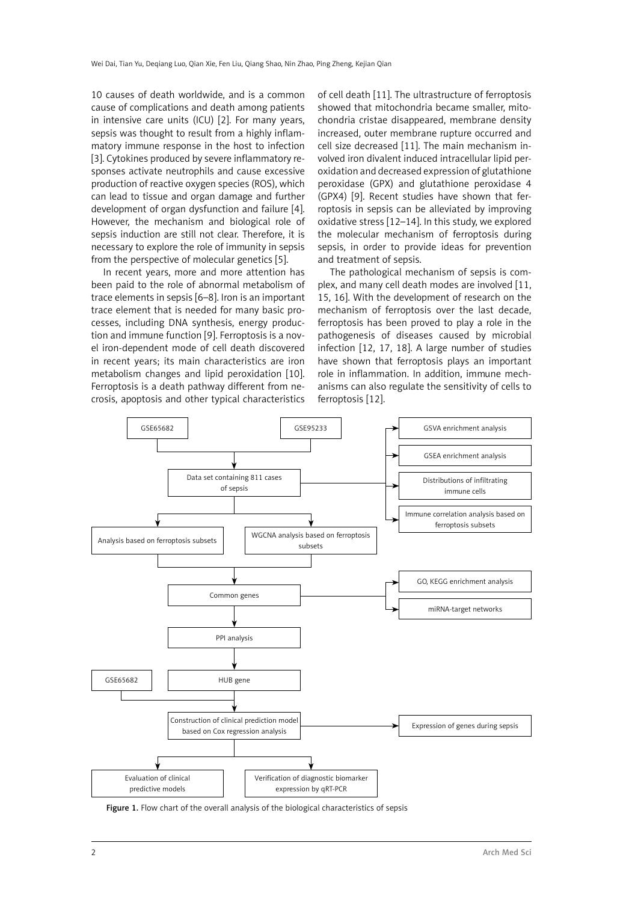10 causes of death worldwide, and is a common cause of complications and death among patients in intensive care units (ICU) [2]. For many years, sepsis was thought to result from a highly inflammatory immune response in the host to infection [3]. Cytokines produced by severe inflammatory responses activate neutrophils and cause excessive production of reactive oxygen species (ROS), which can lead to tissue and organ damage and further development of organ dysfunction and failure [4]. However, the mechanism and biological role of sepsis induction are still not clear. Therefore, it is necessary to explore the role of immunity in sepsis from the perspective of molecular genetics [5].

In recent years, more and more attention has been paid to the role of abnormal metabolism of trace elements in sepsis [6–8]. Iron is an important trace element that is needed for many basic processes, including DNA synthesis, energy production and immune function [9]. Ferroptosis is a novel iron-dependent mode of cell death discovered in recent years; its main characteristics are iron metabolism changes and lipid peroxidation [10]. Ferroptosis is a death pathway different from necrosis, apoptosis and other typical characteristics of cell death [11]. The ultrastructure of ferroptosis showed that mitochondria became smaller, mitochondria cristae disappeared, membrane density increased, outer membrane rupture occurred and cell size decreased [11]. The main mechanism involved iron divalent induced intracellular lipid peroxidation and decreased expression of glutathione peroxidase (GPX) and glutathione peroxidase 4 (GPX4) [9]. Recent studies have shown that ferroptosis in sepsis can be alleviated by improving oxidative stress [12–14]. In this study, we explored the molecular mechanism of ferroptosis during sepsis, in order to provide ideas for prevention and treatment of sepsis.

The pathological mechanism of sepsis is complex, and many cell death modes are involved [11, 15, 16]. With the development of research on the mechanism of ferroptosis over the last decade, ferroptosis has been proved to play a role in the pathogenesis of diseases caused by microbial infection [12, 17, 18]. A large number of studies have shown that ferroptosis plays an important role in inflammation. In addition, immune mechanisms can also regulate the sensitivity of cells to ferroptosis [12].

GSE65682
GSE95233
Data set containing 811 cases of sepsis
GSVA enrichment analysis
GSEA enrichment analysis
Distributions of infiltrating immune cells
Immune correlation analysis based on ferroptosis subsets
Analysis based on ferroptosis subsets
WGCNA analysis based on ferroptosis subsets
Common genes
GO, KEGG enrichment analysis
miRNA-target networks
PPI analysis
GSE65682
HUB gene
Construction of clinical prediction model based on Cox regression analysis
Expression of genes during sepsis
Evaluation of clinical predictive models
Verification of diagnostic biomarker expression by qRT-PCR

**Figure 1.** Flow chart of the overall analysis of the biological characteristics of sepsis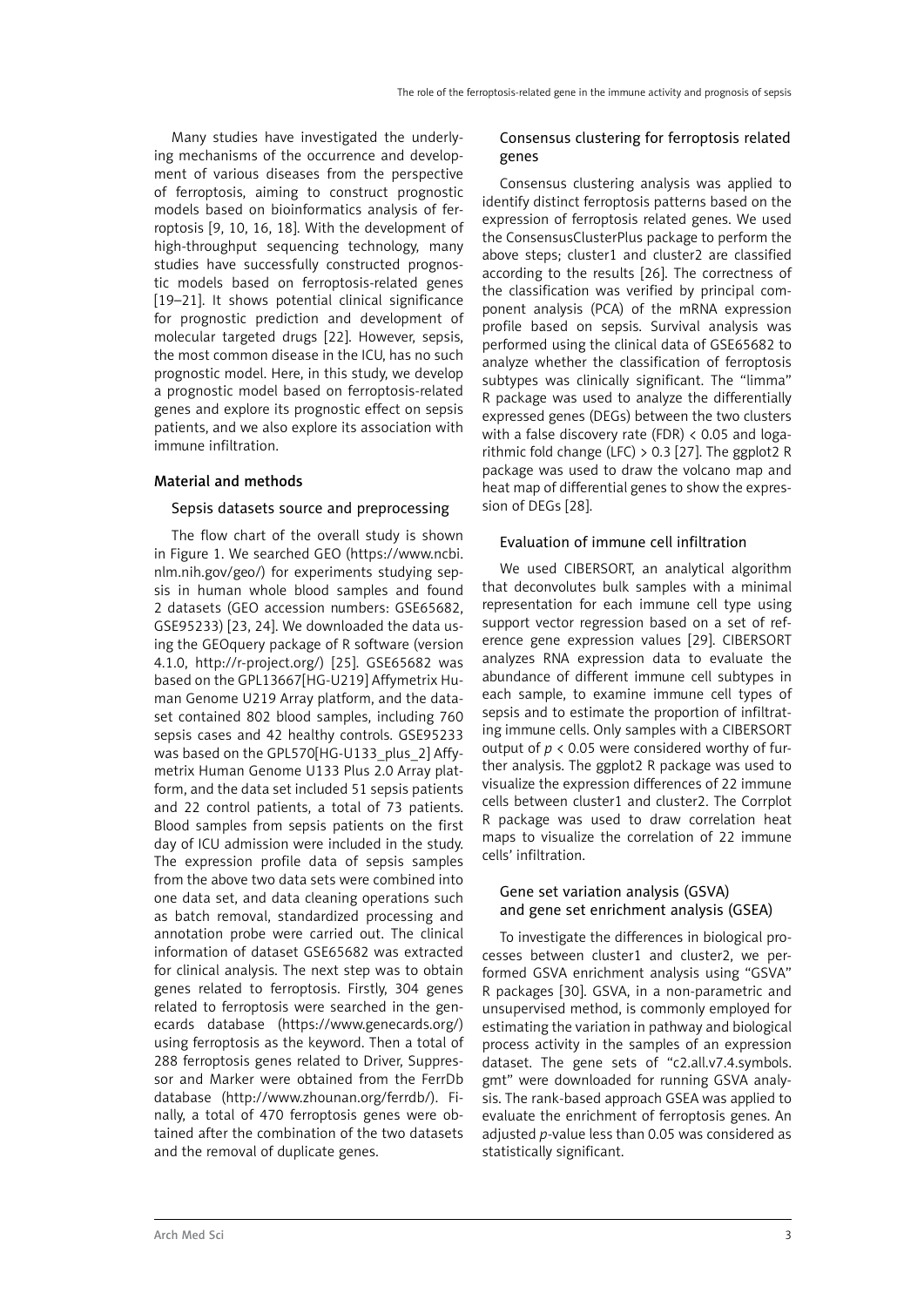Many studies have investigated the underlying mechanisms of the occurrence and development of various diseases from the perspective of ferroptosis, aiming to construct prognostic models based on bioinformatics analysis of ferroptosis [9, 10, 16, 18]. With the development of high-throughput sequencing technology, many studies have successfully constructed prognostic models based on ferroptosis-related genes [19–21]. It shows potential clinical significance for prognostic prediction and development of molecular targeted drugs [22]. However, sepsis, the most common disease in the ICU, has no such prognostic model. Here, in this study, we develop a prognostic model based on ferroptosis-related genes and explore its prognostic effect on sepsis patients, and we also explore its association with immune infiltration.

## Material and methods

### Sepsis datasets source and preprocessing

The flow chart of the overall study is shown in Figure 1. We searched GEO (https://www.ncbi.nlm.nih.gov/geo/) for experiments studying sepsis in human whole blood samples and found 2 datasets (GEO accession numbers: GSE65682, GSE95233) [23, 24]. We downloaded the data using the GEOquery package of R software (version 4.1.0, http://r-project.org/) [25]. GSE65682 was based on the GPL13667[HG-U219] Affymetrix Human Genome U219 Array platform, and the dataset contained 802 blood samples, including 760 sepsis cases and 42 healthy controls. GSE95233 was based on the GPL570[HG-U133_plus_2] Affymetrix Human Genome U133 Plus 2.0 Array platform, and the data set included 51 sepsis patients and 22 control patients, a total of 73 patients. Blood samples from sepsis patients on the first day of ICU admission were included in the study. The expression profile data of sepsis samples from the above two data sets were combined into one data set, and data cleaning operations such as batch removal, standardized processing and annotation probe were carried out. The clinical information of dataset GSE65682 was extracted for clinical analysis. The next step was to obtain genes related to ferroptosis. Firstly, 304 genes related to ferroptosis were searched in the genecards database (https://www.genecards.org/) using ferroptosis as the keyword. Then a total of 288 ferroptosis genes related to Driver, Suppressor and Marker were obtained from the FerrDb database (http://www.zhounan.org/ferrdb/). Finally, a total of 470 ferroptosis genes were obtained after the combination of the two datasets and the removal of duplicate genes.

### Consensus clustering for ferroptosis related genes

Consensus clustering analysis was applied to identify distinct ferroptosis patterns based on the expression of ferroptosis related genes. We used the ConsensusClusterPlus package to perform the above steps; cluster1 and cluster2 are classified according to the results [26]. The correctness of the classification was verified by principal component analysis (PCA) of the mRNA expression profile based on sepsis. Survival analysis was performed using the clinical data of GSE65682 to analyze whether the classification of ferroptosis subtypes was clinically significant. The "limma" R package was used to analyze the differentially expressed genes (DEGs) between the two clusters with a false discovery rate (FDR) < 0.05 and logarithmic fold change (LFC) > 0.3 [27]. The ggplot2 R package was used to draw the volcano map and heat map of differential genes to show the expression of DEGs [28].

### Evaluation of immune cell infiltration

We used CIBERSORT, an analytical algorithm that deconvolutes bulk samples with a minimal representation for each immune cell type using support vector regression based on a set of reference gene expression values [29]. CIBERSORT analyzes RNA expression data to evaluate the abundance of different immune cell subtypes in each sample, to examine immune cell types of sepsis and to estimate the proportion of infiltrating immune cells. Only samples with a CIBERSORT output of $p < 0.05$ were considered worthy of further analysis. The ggplot2 R package was used to visualize the expression differences of 22 immune cells between cluster1 and cluster2. The Corrplot R package was used to draw correlation heat maps to visualize the correlation of 22 immune cells' infiltration.

### Gene set variation analysis (GSVA) and gene set enrichment analysis (GSEA)

To investigate the differences in biological processes between cluster1 and cluster2, we performed GSVA enrichment analysis using "GSVA" R packages [30]. GSVA, in a non-parametric and unsupervised method, is commonly employed for estimating the variation in pathway and biological process activity in the samples of an expression dataset. The gene sets of "c2.all.v7.4.symbols.gmt" were downloaded for running GSVA analysis. The rank-based approach GSEA was applied to evaluate the enrichment of ferroptosis genes. An adjusted *p*-value less than 0.05 was considered as statistically significant.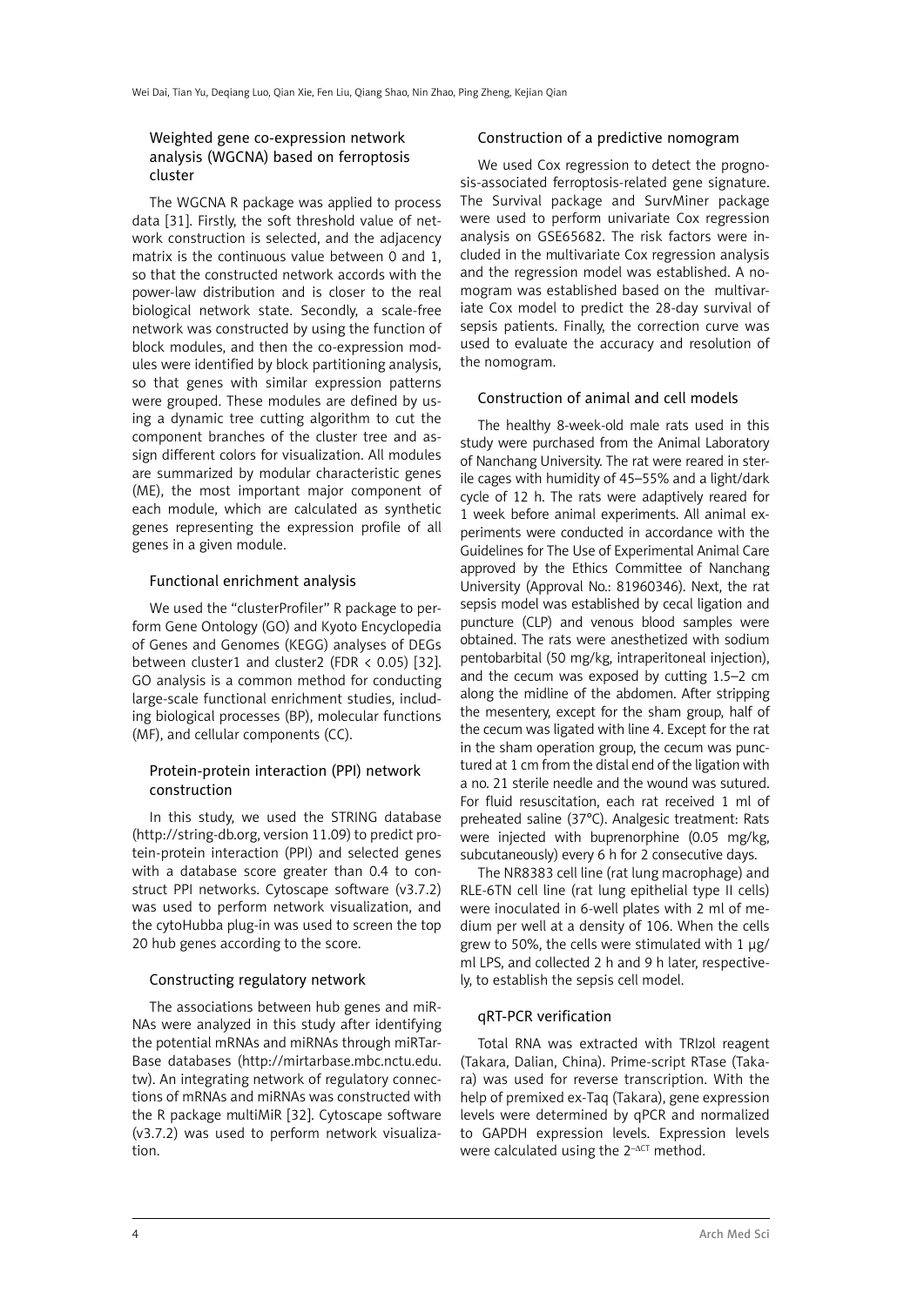### Weighted gene co-expression network analysis (WGCNA) based on ferroptosis cluster

The WGCNA R package was applied to process data [31]. Firstly, the soft threshold value of network construction is selected, and the adjacency matrix is the continuous value between 0 and 1, so that the constructed network accords with the power-law distribution and is closer to the real biological network state. Secondly, a scale-free network was constructed by using the function of block modules, and then the co-expression modules were identified by block partitioning analysis, so that genes with similar expression patterns were grouped. These modules are defined by using a dynamic tree cutting algorithm to cut the component branches of the cluster tree and assign different colors for visualization. All modules are summarized by modular characteristic genes (ME), the most important major component of each module, which are calculated as synthetic genes representing the expression profile of all genes in a given module.

### Functional enrichment analysis

We used the "clusterProfiler" R package to perform Gene Ontology (GO) and Kyoto Encyclopedia of Genes and Genomes (KEGG) analyses of DEGs between cluster1 and cluster2 (FDR < 0.05) [32]. GO analysis is a common method for conducting large-scale functional enrichment studies, including biological processes (BP), molecular functions (MF), and cellular components (CC).

### Protein-protein interaction (PPI) network construction

In this study, we used the STRING database (http://string-db.org, version 11.09) to predict protein-protein interaction (PPI) and selected genes with a database score greater than 0.4 to construct PPI networks. Cytoscape software (v3.7.2) was used to perform network visualization, and the cytoHubba plug-in was used to screen the top 20 hub genes according to the score.

### Constructing regulatory network

The associations between hub genes and miRNAs were analyzed in this study after identifying the potential mRNAs and miRNAs through miRTarBase databases (http://mirtarbase.mbc.nctu.edu.tw). An integrating network of regulatory connections of mRNAs and miRNAs was constructed with the R package multiMiR [32]. Cytoscape software (v3.7.2) was used to perform network visualization.

### Construction of a predictive nomogram

We used Cox regression to detect the prognosis-associated ferroptosis-related gene signature. The Survival package and SurvMiner package were used to perform univariate Cox regression analysis on GSE65682. The risk factors were included in the multivariate Cox regression analysis and the regression model was established. A nomogram was established based on the multivariate Cox model to predict the 28-day survival of sepsis patients. Finally, the correction curve was used to evaluate the accuracy and resolution of the nomogram.

### Construction of animal and cell models

The healthy 8-week-old male rats used in this study were purchased from the Animal Laboratory of Nanchang University. The rat were reared in sterile cages with humidity of 45–55% and a light/dark cycle of 12 h. The rats were adaptively reared for 1 week before animal experiments. All animal experiments were conducted in accordance with the Guidelines for The Use of Experimental Animal Care approved by the Ethics Committee of Nanchang University (Approval No.: 81960346). Next, the rat sepsis model was established by cecal ligation and puncture (CLP) and venous blood samples were obtained. The rats were anesthetized with sodium pentobarbital (50 mg/kg, intraperitoneal injection), and the cecum was exposed by cutting 1.5–2 cm along the midline of the abdomen. After stripping the mesentery, except for the sham group, half of the cecum was ligated with line 4. Except for the rat in the sham operation group, the cecum was punctured at 1 cm from the distal end of the ligation with a no. 21 sterile needle and the wound was sutured. For fluid resuscitation, each rat received 1 ml of preheated saline (37°C). Analgesic treatment: Rats were injected with buprenorphine (0.05 mg/kg, subcutaneously) every 6 h for 2 consecutive days.

The NR8383 cell line (rat lung macrophage) and RLE-6TN cell line (rat lung epithelial type II cells) were inoculated in 6-well plates with 2 ml of medium per well at a density of 106. When the cells grew to 50%, the cells were stimulated with 1 μg/ml LPS, and collected 2 h and 9 h later, respectively, to establish the sepsis cell model.

### qRT-PCR verification

Total RNA was extracted with TRIzol reagent (Takara, Dalian, China). Prime-script RTase (Takara) was used for reverse transcription. With the help of premixed ex-Taq (Takara), gene expression levels were determined by qPCR and normalized to GAPDH expression levels. Expression levels were calculated using the $2^{-\Delta CT}$ method.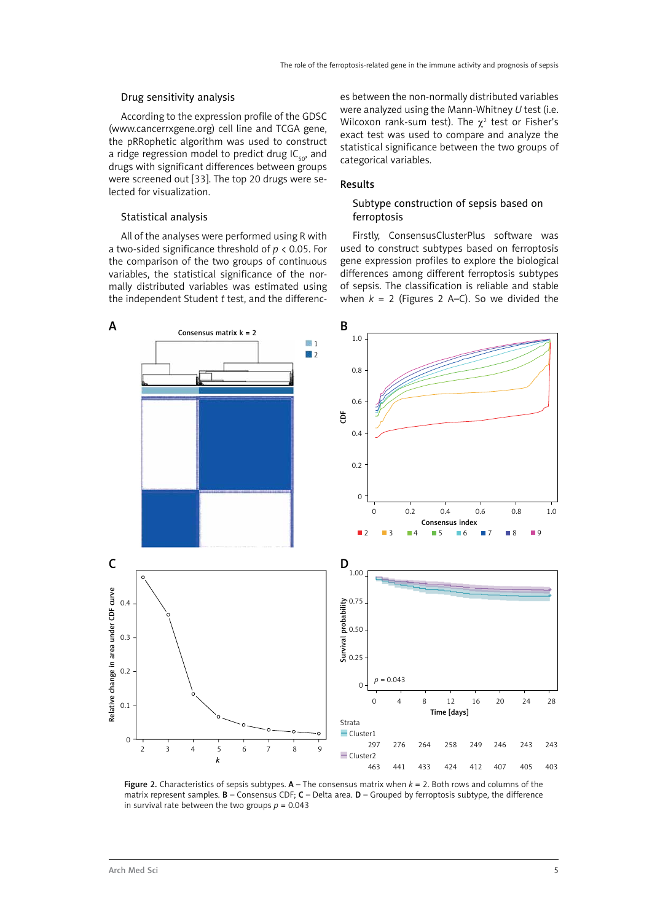### Drug sensitivity analysis

According to the expression profile of the GDSC (www.cancerrxgene.org) cell line and TCGA gene, the pRRophetic algorithm was used to construct a ridge regression model to predict drug $IC_{50}$, and drugs with significant differences between groups were screened out [33]. The top 20 drugs were selected for visualization.

### Statistical analysis

All of the analyses were performed using R with a two-sided significance threshold of $p < 0.05$. For the comparison of the two groups of continuous variables, the statistical significance of the normally distributed variables was estimated using the independent Student $t$ test, and the differences between the non-normally distributed variables were analyzed using the Mann-Whitney $U$ test (i.e. Wilcoxon rank-sum test). The $\chi^2$ test or Fisher's exact test was used to compare and analyze the statistical significance between the two groups of categorical variables.

## Results

### Subtype construction of sepsis based on ferroptosis

Firstly, ConsensusClusterPlus software was used to construct subtypes based on ferroptosis gene expression profiles to explore the biological differences among different ferroptosis subtypes of sepsis. The classification is reliable and stable when $k$ = 2 (Figures 2 A–C). So we divided the

A

Consensus matrix k = 2

1
2

B

CDF

1.0
0.8
0.6
0.4
0.2
0

0 0.2 0.4 0.6 0.8 1.0

Consensus index

2 3 4 5 6 7 8 9

C

Relative change in area under CDF curve

0.4
0.3
0.2
0.1
0

2 3 4 5 6 7 8 9

$k$

D

Survival probability

1.00
0.75
0.50
0.25
0

$p$ = 0.043

0 4 8 12 16 20 24 28

Time [days]

Strata

Cluster1
297 276 264 258 249 246 243 243

Cluster2
463 441 433 424 412 407 405 403

**Figure 2.** Characteristics of sepsis subtypes. **A** – The consensus matrix when $k$ = 2. Both rows and columns of the matrix represent samples. **B** – Consensus CDF; **C** – Delta area. **D** – Grouped by ferroptosis subtype, the difference in survival rate between the two groups $p$ = 0.043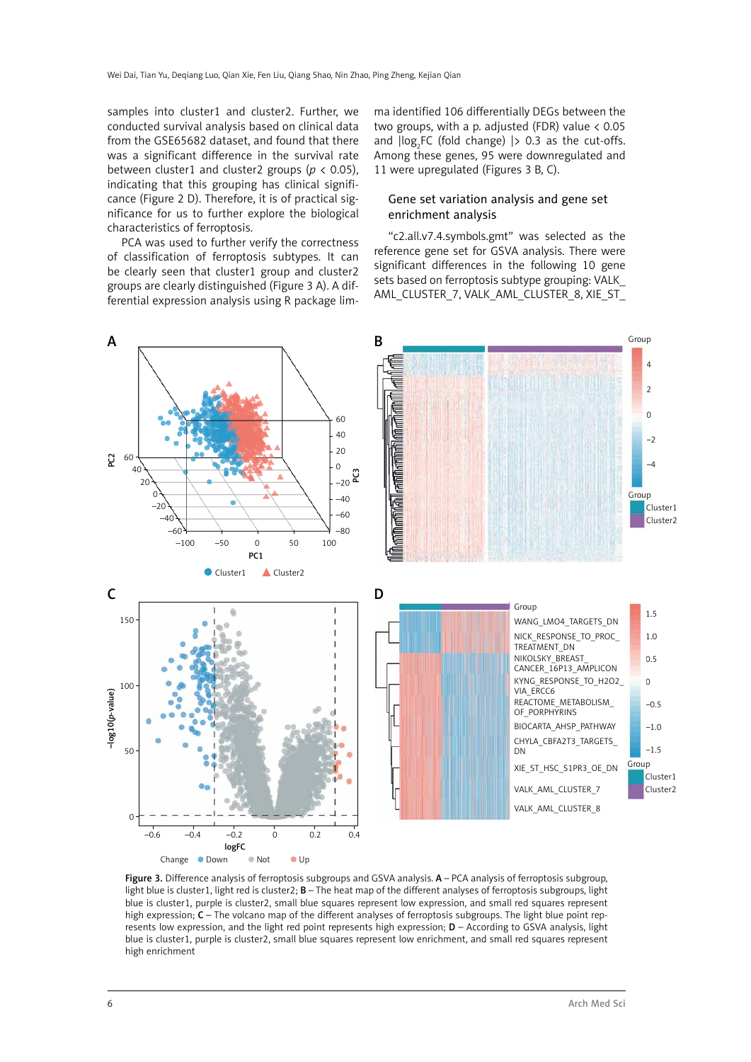samples into cluster1 and cluster2. Further, we conducted survival analysis based on clinical data from the GSE65682 dataset, and found that there was a significant difference in the survival rate between cluster1 and cluster2 groups ($p < 0.05$), indicating that this grouping has clinical significance (Figure 2 D). Therefore, it is of practical significance for us to further explore the biological characteristics of ferroptosis.

PCA was used to further verify the correctness of classification of ferroptosis subtypes. It can be clearly seen that cluster1 group and cluster2 groups are clearly distinguished (Figure 3 A). A differential expression analysis using R package limma identified 106 differentially DEGs between the two groups, with a p. adjusted (FDR) value < 0.05 and $|\log_2 FC$ (fold change) $| > 0.3$ as the cut-offs. Among these genes, 95 were downregulated and 11 were upregulated (Figures 3 B, C).

### Gene set variation analysis and gene set enrichment analysis

"c2.all.v7.4.symbols.gmt" was selected as the reference gene set for GSVA analysis. There were significant differences in the following 10 gene sets based on ferroptosis subtype grouping: VALK_AML_CLUSTER_7, VALK_AML_CLUSTER_8, XIE_ST_

A

PC2
60
40
20
0
−20
−40
−60
−100
−50
0
50
100
PC1
60
40
20
0
−20
−40
−60
−80
PC3
Cluster1
Cluster2

B

Group
4
2
0
−2
−4
Group
Cluster1
Cluster2

C

−log10(p-value)
150
100
50
0
−0.6
−0.4
−0.2
0
0.2
0.4
logFC
Change
Down
Not
Up

D

Group
WANG_LMO4_TARGETS_DN
NICK_RESPONSE_TO_PROC_TREATMENT_DN
NIKOLSKY_BREAST_CANCER_16P13_AMPLICON
KYNG_RESPONSE_TO_H2O2_VIA_ERCC6
REACTOME_METABOLISM_OF_PORPHYRINS
BIOCARTA_AHSP_PATHWAY
CHYLA_CBFA2T3_TARGETS_DN
XIE_ST_HSC_S1PR3_OE_DN
VALK_AML_CLUSTER_7
VALK_AML_CLUSTER_8
1.5
1.0
0.5
0
−0.5
−1.0
−1.5
Group
Cluster1
Cluster2

**Figure 3.** Difference analysis of ferroptosis subgroups and GSVA analysis. **A** – PCA analysis of ferroptosis subgroup, light blue is cluster1, light red is cluster2; **B** – The heat map of the different analyses of ferroptosis subgroups, light blue is cluster1, purple is cluster2, small blue squares represent low expression, and small red squares represent high expression; **C** – The volcano map of the different analyses of ferroptosis subgroups. The light blue point represents low expression, and the light red point represents high expression; **D** – According to GSVA analysis, light blue is cluster1, purple is cluster2, small blue squares represent low enrichment, and small red squares represent high enrichment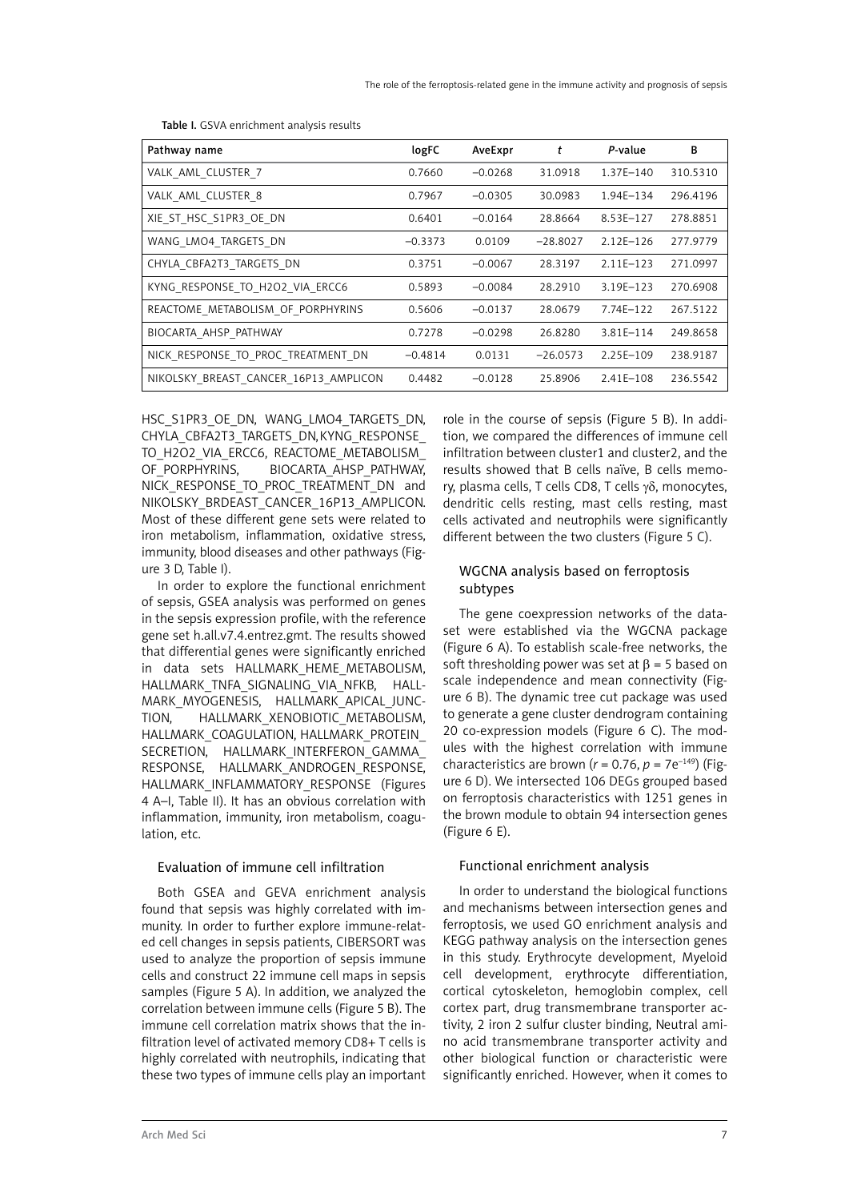Table I. GSVA enrichment analysis results

| Pathway name | logFC | AveExpr | *t* | *P*-value | B |
|---|---|---|---|---|---|
| VALK_AML_CLUSTER_7 | 0.7660 | –0.0268 | 31.0918 | 1.37E–140 | 310.5310 |
| VALK_AML_CLUSTER_8 | 0.7967 | –0.0305 | 30.0983 | 1.94E–134 | 296.4196 |
| XIE_ST_HSC_S1PR3_OE_DN | 0.6401 | –0.0164 | 28.8664 | 8.53E–127 | 278.8851 |
| WANG_LMO4_TARGETS_DN | –0.3373 | 0.0109 | –28.8027 | 2.12E–126 | 277.9779 |
| CHYLA_CBFA2T3_TARGETS_DN | 0.3751 | –0.0067 | 28.3197 | 2.11E–123 | 271.0997 |
| KYNG_RESPONSE_TO_H2O2_VIA_ERCC6 | 0.5893 | –0.0084 | 28.2910 | 3.19E–123 | 270.6908 |
| REACTOME_METABOLISM_OF_PORPHYRINS | 0.5606 | –0.0137 | 28.0679 | 7.74E–122 | 267.5122 |
| BIOCARTA_AHSP_PATHWAY | 0.7278 | –0.0298 | 26.8280 | 3.81E–114 | 249.8658 |
| NICK_RESPONSE_TO_PROC_TREATMENT_DN | –0.4814 | 0.0131 | –26.0573 | 2.25E–109 | 238.9187 |
| NIKOLSKY_BREAST_CANCER_16P13_AMPLICON | 0.4482 | –0.0128 | 25.8906 | 2.41E–108 | 236.5542 |

HSC_S1PR3_OE_DN, WANG_LMO4_TARGETS_DN, CHYLA_CBFA2T3_TARGETS_DN, KYNG_RESPONSE_TO_H2O2_VIA_ERCC6, REACTOME_METABOLISM_OF_PORPHYRINS, BIOCARTA_AHSP_PATHWAY, NICK_RESPONSE_TO_PROC_TREATMENT_DN and NIKOLSKY_BRDEAST_CANCER_16P13_AMPLICON. Most of these different gene sets were related to iron metabolism, inflammation, oxidative stress, immunity, blood diseases and other pathways (Figure 3 D, Table I).

In order to explore the functional enrichment of sepsis, GSEA analysis was performed on genes in the sepsis expression profile, with the reference gene set h.all.v7.4.entrez.gmt. The results showed that differential genes were significantly enriched in data sets HALLMARK_HEME_METABOLISM, HALLMARK_TNFA_SIGNALING_VIA_NFKB, HALLMARK_MYOGENESIS, HALLMARK_APICAL_JUNCTION, HALLMARK_XENOBIOTIC_METABOLISM, HALLMARK_COAGULATION, HALLMARK_PROTEIN_SECRETION, HALLMARK_INTERFERON_GAMMA_RESPONSE, HALLMARK_ANDROGEN_RESPONSE, HALLMARK_INFLAMMATORY_RESPONSE (Figures 4 A–I, Table II). It has an obvious correlation with inflammation, immunity, iron metabolism, coagulation, etc.

### Evaluation of immune cell infiltration

Both GSEA and GEVA enrichment analysis found that sepsis was highly correlated with immunity. In order to further explore immune-related cell changes in sepsis patients, CIBERSORT was used to analyze the proportion of sepsis immune cells and construct 22 immune cell maps in sepsis samples (Figure 5 A). In addition, we analyzed the correlation between immune cells (Figure 5 B). The immune cell correlation matrix shows that the infiltration level of activated memory CD8+ T cells is highly correlated with neutrophils, indicating that these two types of immune cells play an important role in the course of sepsis (Figure 5 B). In addition, we compared the differences of immune cell infiltration between cluster1 and cluster2, and the results showed that B cells naïve, B cells memory, plasma cells, T cells CD8, T cells $\gamma\delta$, monocytes, dendritic cells resting, mast cells resting, mast cells activated and neutrophils were significantly different between the two clusters (Figure 5 C).

### WGCNA analysis based on ferroptosis subtypes

The gene coexpression networks of the dataset were established via the WGCNA package (Figure 6 A). To establish scale-free networks, the soft thresholding power was set at $\beta = 5$ based on scale independence and mean connectivity (Figure 6 B). The dynamic tree cut package was used to generate a gene cluster dendrogram containing 20 co-expression models (Figure 6 C). The modules with the highest correlation with immune characteristics are brown ($r = 0.76$, $p = 7e^{-149}$) (Figure 6 D). We intersected 106 DEGs grouped based on ferroptosis characteristics with 1251 genes in the brown module to obtain 94 intersection genes (Figure 6 E).

### Functional enrichment analysis

In order to understand the biological functions and mechanisms between intersection genes and ferroptosis, we used GO enrichment analysis and KEGG pathway analysis on the intersection genes in this study. Erythrocyte development, Myeloid cell development, erythrocyte differentiation, cortical cytoskeleton, hemoglobin complex, cell cortex part, drug transmembrane transporter activity, 2 iron 2 sulfur cluster binding, Neutral amino acid transmembrane transporter activity and other biological function or characteristic were significantly enriched. However, when it comes to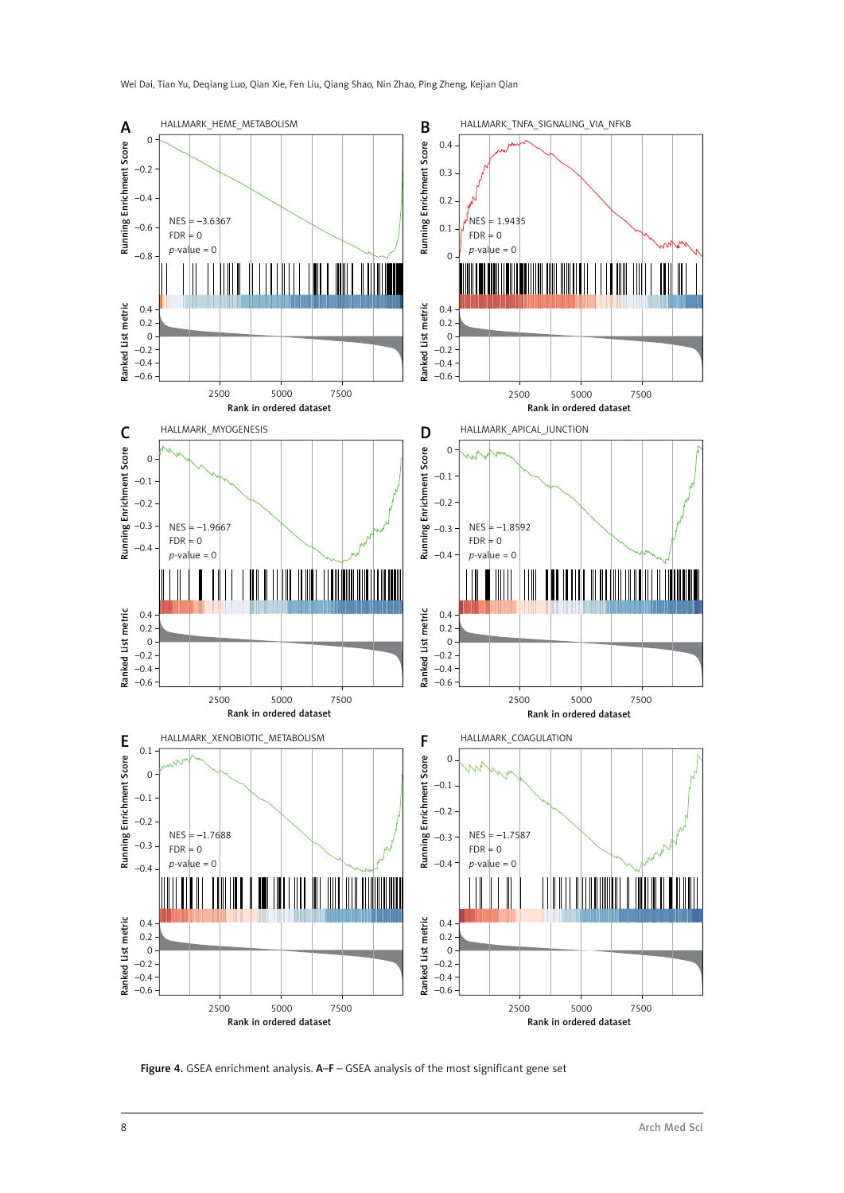A

HALLMARK_HEME_METABOLISM

NES = –3.6367
FDR = 0
*p*-value = 0

B

HALLMARK_TNFA_SIGNALING_VIA_NFKB

NES = 1.9435
FDR = 0
*p*-value = 0

C

HALLMARK_MYOGENESIS

NES = –1.9667
FDR = 0
*p*-value = 0

D

HALLMARK_APICAL_JUNCTION

NES = –1.8592
FDR = 0
*p*-value = 0

E

HALLMARK_XENOBIOTIC_METABOLISM

NES = –1.7688
FDR = 0
*p*-value = 0

F

HALLMARK_COAGULATION

NES = –1.7587
FDR = 0
*p*-value = 0

Running Enrichment Score

Ranked List metric

Rank in ordered dataset

**Figure 4.** GSEA enrichment analysis. **A**–**F** – GSEA analysis of the most significant gene set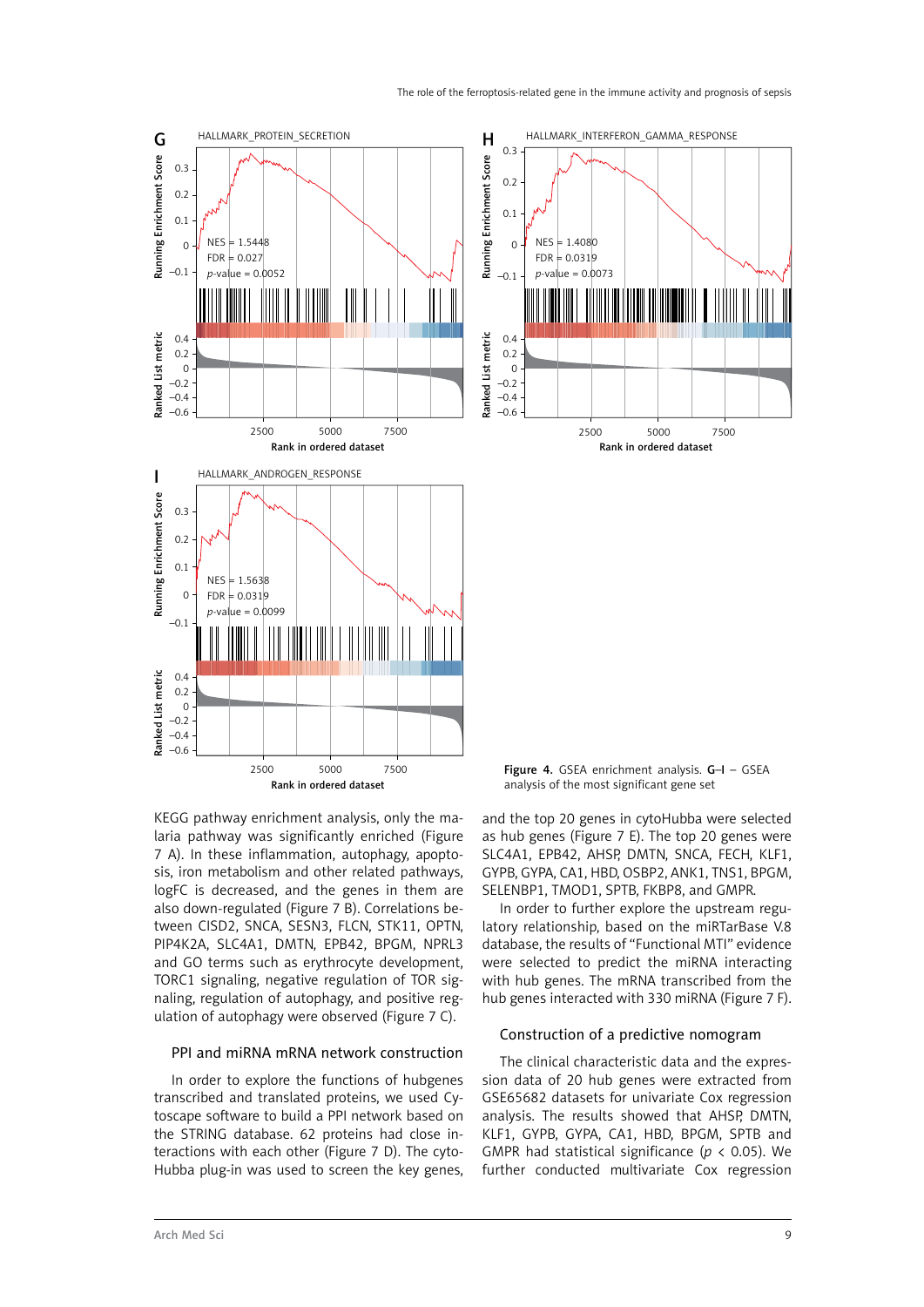G

HALLMARK_PROTEIN_SECRETION

Running Enrichment Score

0.3
0.2
0.1
0
–0.1

NES = 1.5448
FDR = 0.027
*p*-value = 0.0052

Ranked List metric

0.4
0.2
0
–0.2
–0.4
–0.6

2500 5000 7500

Rank in ordered dataset

H

HALLMARK_INTERFERON_GAMMA_RESPONSE

Running Enrichment Score

0.3
0.2
0.1
0
–0.1

NES = 1.4080
FDR = 0.0319
*p*-value = 0.0073

Ranked List metric

0.4
0.2
0
–0.2
–0.4
–0.6

2500 5000 7500

Rank in ordered dataset

I

HALLMARK_ANDROGEN_RESPONSE

Running Enrichment Score

0.3
0.2
0.1
0
–0.1

NES = 1.5638
FDR = 0.0319
*p*-value = 0.0099

Ranked List metric

0.4
0.2
0
–0.2
–0.4
–0.6

2500 5000 7500

Rank in ordered dataset

**Figure 4.** GSEA enrichment analysis. **G–I** – GSEA analysis of the most significant gene set

KEGG pathway enrichment analysis, only the malaria pathway was significantly enriched (Figure 7 A). In these inflammation, autophagy, apoptosis, iron metabolism and other related pathways, logFC is decreased, and the genes in them are also down-regulated (Figure 7 B). Correlations between CISD2, SNCA, SESN3, FLCN, STK11, OPTN, PIP4K2A, SLC4A1, DMTN, EPB42, BPGM, NPRL3 and GO terms such as erythrocyte development, TORC1 signaling, negative regulation of TOR signaling, regulation of autophagy, and positive regulation of autophagy were observed (Figure 7 C).

## PPI and miRNA mRNA network construction

In order to explore the functions of hubgenes transcribed and translated proteins, we used Cytoscape software to build a PPI network based on the STRING database. 62 proteins had close interactions with each other (Figure 7 D). The cytoHubba plug-in was used to screen the key genes, and the top 20 genes in cytoHubba were selected as hub genes (Figure 7 E). The top 20 genes were SLC4A1, EPB42, AHSP, DMTN, SNCA, FECH, KLF1, GYPB, GYPA, CA1, HBD, OSBP2, ANK1, TNS1, BPGM, SELENBP1, TMOD1, SPTB, FKBP8, and GMPR.

In order to further explore the upstream regulatory relationship, based on the miRTarBase V.8 database, the results of "Functional MTI" evidence were selected to predict the miRNA interacting with hub genes. The mRNA transcribed from the hub genes interacted with 330 miRNA (Figure 7 F).

## Construction of a predictive nomogram

The clinical characteristic data and the expression data of 20 hub genes were extracted from GSE65682 datasets for univariate Cox regression analysis. The results showed that AHSP, DMTN, KLF1, GYPB, GYPA, CA1, HBD, BPGM, SPTB and GMPR had statistical significance ($p < 0.05$). We further conducted multivariate Cox regression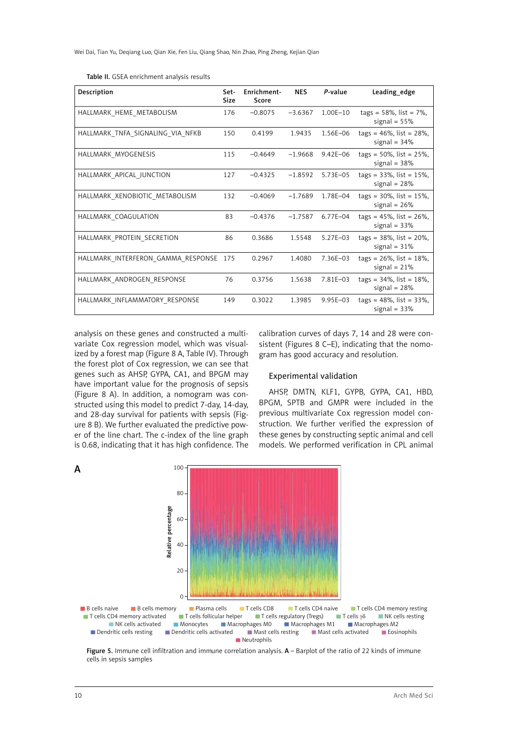**Table II.** GSEA enrichment analysis results

| Description | Set-Size | Enrichment-Score | NES | *P*-value | Leading_edge |
|---|---|---|---|---|---|
| HALLMARK_HEME_METABOLISM | 176 | –0.8075 | –3.6367 | 1.00E–10 | tags = 58%, list = 7%, signal = 55% |
| HALLMARK_TNFA_SIGNALING_VIA_NFKB | 150 | 0.4199 | 1.9435 | 1.56E–06 | tags = 46%, list = 28%, signal = 34% |
| HALLMARK_MYOGENESIS | 115 | –0.4649 | –1.9668 | 9.42E–06 | tags = 50%, list = 25%, signal = 38% |
| HALLMARK_APICAL_JUNCTION | 127 | –0.4325 | –1.8592 | 5.73E–05 | tags = 33%, list = 15%, signal = 28% |
| HALLMARK_XENOBIOTIC_METABOLISM | 132 | –0.4069 | –1.7689 | 1.78E–04 | tags = 30%, list = 15%, signal = 26% |
| HALLMARK_COAGULATION | 83 | –0.4376 | –1.7587 | 6.77E–04 | tags = 45%, list = 26%, signal = 33% |
| HALLMARK_PROTEIN_SECRETION | 86 | 0.3686 | 1.5548 | 5.27E–03 | tags = 38%, list = 20%, signal = 31% |
| HALLMARK_INTERFERON_GAMMA_RESPONSE | 175 | 0.2967 | 1.4080 | 7.36E–03 | tags = 26%, list = 18%, signal = 21% |
| HALLMARK_ANDROGEN_RESPONSE | 76 | 0.3756 | 1.5638 | 7.81E–03 | tags = 34%, list = 18%, signal = 28% |
| HALLMARK_INFLAMMATORY_RESPONSE | 149 | 0.3022 | 1.3985 | 9.95E–03 | tags = 48%, list = 33%, signal = 33% |

analysis on these genes and constructed a multivariate Cox regression model, which was visualized by a forest map (Figure 8 A, Table IV). Through the forest plot of Cox regression, we can see that genes such as AHSP, GYPA, CA1, and BPGM may have important value for the prognosis of sepsis (Figure 8 A). In addition, a nomogram was constructed using this model to predict 7-day, 14-day, and 28-day survival for patients with sepsis (Figure 8 B). We further evaluated the predictive power of the line chart. The c-index of the line graph is 0.68, indicating that it has high confidence. The calibration curves of days 7, 14 and 28 were consistent (Figures 8 C–E), indicating that the nomogram has good accuracy and resolution.

### Experimental validation

AHSP, DMTN, KLF1, GYPB, GYPA, CA1, HBD, BPGM, SPTB and GMPR were included in the previous multivariate Cox regression model construction. We further verified the expression of these genes by constructing septic animal and cell models. We performed verification in CPL animal

A

Relative percentage

100
80
60
40
20
0

B cells naive
B cells memory
Plasma cells
T cells CD8
T cells CD4 naive
T cells CD4 memory resting
T cells CD4 memory activated
T cells follicular helper
T cells regulatory (Tregs)
T cells γδ
NK cells resting
NK cells activated
Monocytes
Macrophages M0
Macrophages M1
Macrophages M2
Dendritic cells resting
Dendritic cells activated
Mast cells resting
Mast cells activated
Eosinophils
Neutrophils

**Figure 5.** Immune cell infiltration and immune correlation analysis. **A** – Barplot of the ratio of 22 kinds of immune cells in sepsis samples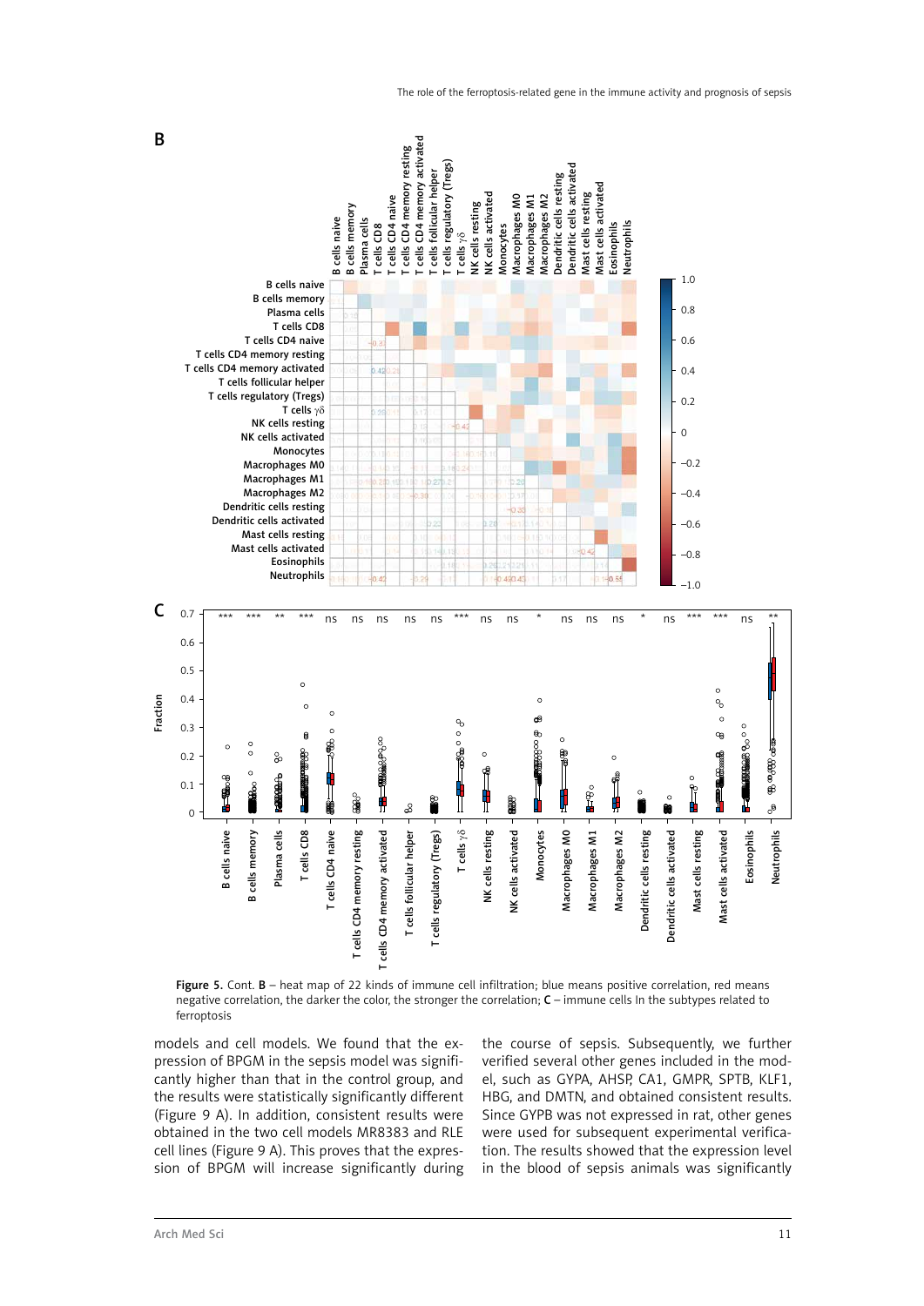B

C

Figure 5. Cont. B – heat map of 22 kinds of immune cell infiltration; blue means positive correlation, red means negative correlation, the darker the color, the stronger the correlation; C – immune cells In the subtypes related to ferroptosis

models and cell models. We found that the expression of BPGM in the sepsis model was significantly higher than that in the control group, and the results were statistically significantly different (Figure 9 A). In addition, consistent results were obtained in the two cell models MR8383 and RLE cell lines (Figure 9 A). This proves that the expression of BPGM will increase significantly during the course of sepsis. Subsequently, we further verified several other genes included in the model, such as GYPA, AHSP, CA1, GMPR, SPTB, KLF1, HBG, and DMTN, and obtained consistent results. Since GYPB was not expressed in rat, other genes were used for subsequent experimental verification. The results showed that the expression level in the blood of sepsis animals was significantly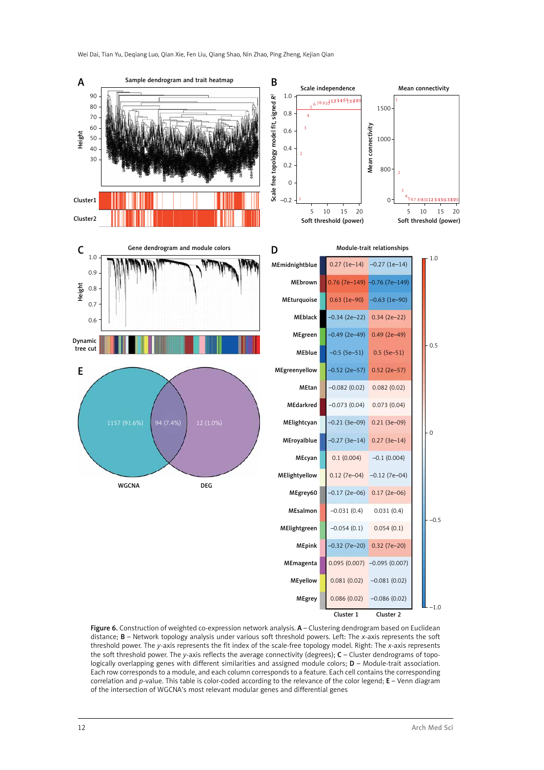A

Sample dendrogram and trait heatmap

Height

90
80
70
60
50
40
30

Cluster1

Cluster2

B

Scale independence

Scale free topology model fit, signed $R^2$

1.0
0.8
0.6
0.4
0.2
0
−0.2

5 10 15 20

Soft threshold (power)

Mean connectivity

Mean connectivity

1500
1000
800
0

5 10 15 20

Soft threshold (power)

C

Gene dendrogram and module colors

Height

1.0
0.9
0.8
0.7
0.6

Dynamic tree cut

D

Module-trait relationships

MEmidnightblue 0.27 (1e−14) −0.27 (1e−14)

MEbrown 0.76 (7e−149) −0.76 (7e−149)

MEturquoise 0.63 (1e−90) −0.63 (1e−90)

MEblack −0.34 (2e−22) 0.34 (2e−22)

MEgreen −0.49 (2e−49) 0.49 (2e−49)

MEblue −0.5 (5e−51) 0.5 (5e−51)

MEgreenyellow −0.52 (2e−57) 0.52 (2e−57)

MEtan −0.082 (0.02) 0.082 (0.02)

MEdarkred −0.073 (0.04) 0.073 (0.04)

MElightcyan −0.21 (3e−09) 0.21 (3e−09)

MEroyalblue −0.27 (3e−14) 0.27 (3e−14)

MEcyan 0.1 (0.004) −0.1 (0.004)

MElightyellow 0.12 (7e−04) −0.12 (7e−04)

MEgrey60 −0.17 (2e−06) 0.17 (2e−06)

MEsalmon −0.031 (0.4) 0.031 (0.4)

MElightgreen −0.054 (0.1) 0.054 (0.1)

MEpink −0.32 (7e−20) 0.32 (7e−20)

MEmagenta 0.095 (0.007) −0.095 (0.007)

MEyellow 0.081 (0.02) −0.081 (0.02)

MEgrey 0.086 (0.02) −0.086 (0.02)

Cluster 1 Cluster 2

1.0
0.5
0
−0.5
−1.0

E

1157 (91.6%) 94 (7.4%) 12 (1.0%)

WGCNA DEG

**Figure 6.** Construction of weighted co-expression network analysis. **A** – Clustering dendrogram based on Euclidean distance; **B** – Network topology analysis under various soft threshold powers. Left: The *x*-axis represents the soft threshold power. The *y*-axis represents the fit index of the scale-free topology model. Right: The *x*-axis represents the soft threshold power. The *y*-axis reflects the average connectivity (degrees); **C** – Cluster dendrograms of topologically overlapping genes with different similarities and assigned module colors; **D** – Module-trait association. Each row corresponds to a module, and each column corresponds to a feature. Each cell contains the corresponding correlation and *p*-value. This table is color-coded according to the relevance of the color legend; **E** – Venn diagram of the intersection of WGCNA's most relevant modular genes and differential genes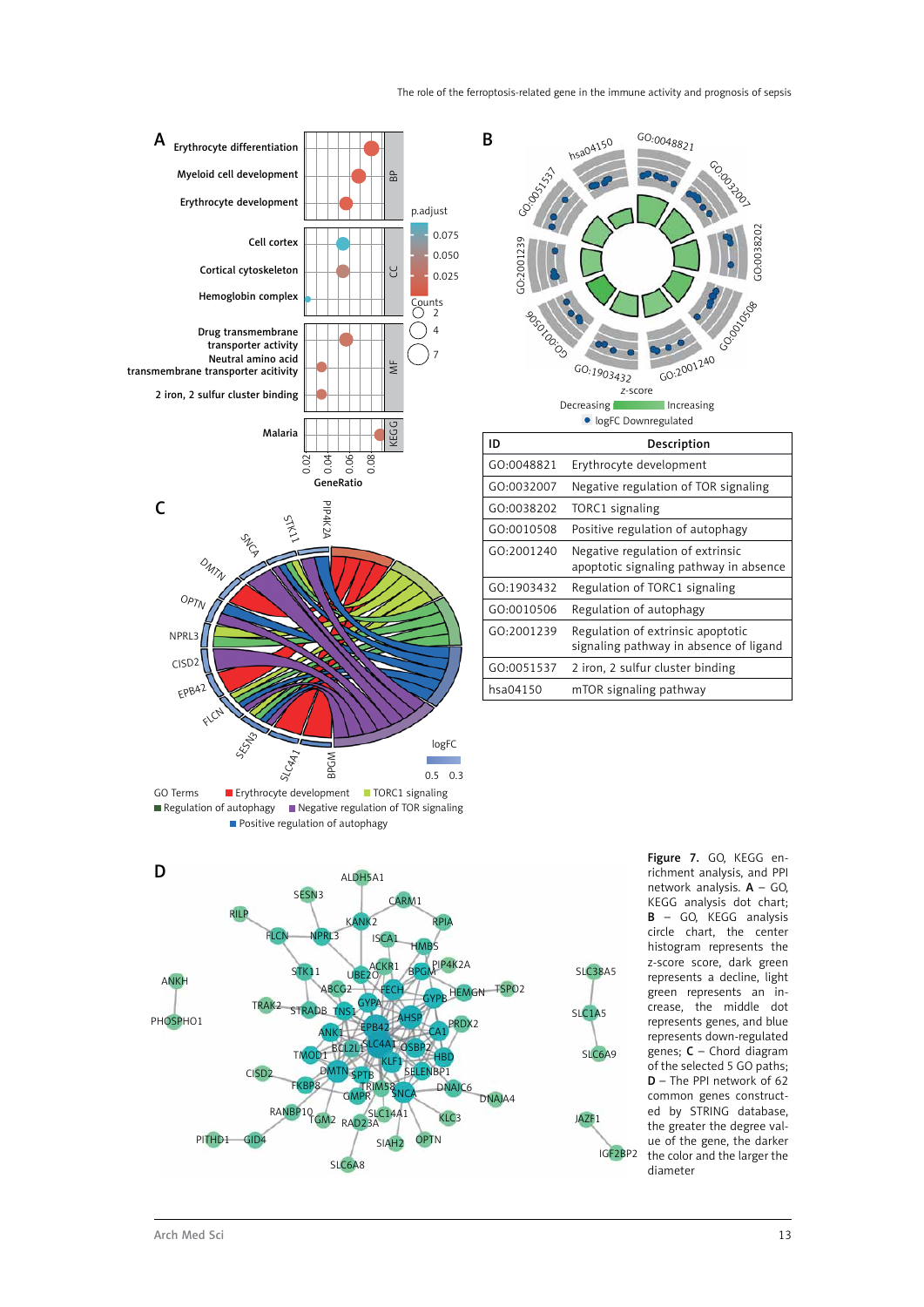| ID | Description |
|---|---|
| GO:0048821 | Erythrocyte development |
| GO:0032007 | Negative regulation of TOR signaling |
| GO:0038202 | TORC1 signaling |
| GO:0010508 | Positive regulation of autophagy |
| GO:2001240 | Negative regulation of extrinsic apoptotic signaling pathway in absence |
| GO:1903432 | Regulation of TORC1 signaling |
| GO:0010506 | Regulation of autophagy |
| GO:2001239 | Regulation of extrinsic apoptotic signaling pathway in absence of ligand |
| GO:0051537 | 2 iron, 2 sulfur cluster binding |
| hsa04150 | mTOR signaling pathway |

**Figure 7.** GO, KEGG enrichment analysis, and PPI network analysis. **A** – GO, KEGG analysis dot chart; **B** – GO, KEGG analysis circle chart, the center histogram represents the z-score score, dark green represents a decline, light green represents an increase, the middle dot represents genes, and blue represents down-regulated genes; **C** – Chord diagram of the selected 5 GO paths; **D** – The PPI network of 62 common genes constructed by STRING database, the greater the degree value of the gene, the darker the color and the larger the diameter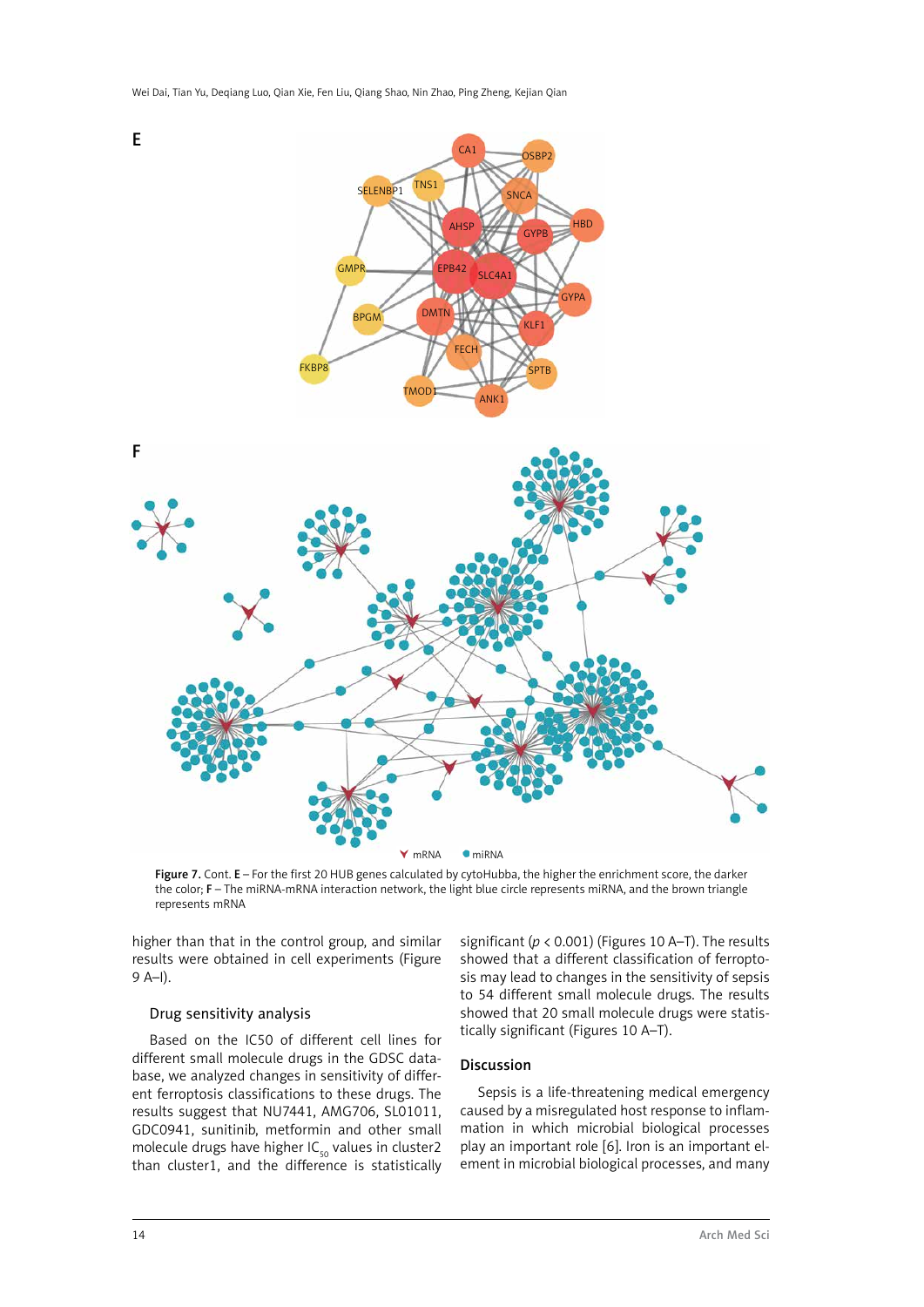E

CA1
OSBP2
TNS1
SELENBP1
SNCA
AHSP
GYPB
HBD
GMPR
EPB42
SLC4A1
GYPA
BPGM
DMTN
KLF1
FECH
FKBP8
SPTB
TMOD1
ANK1

F

mRNA
miRNA

**Figure 7.** Cont. **E** – For the first 20 HUB genes calculated by cytoHubba, the higher the enrichment score, the darker the color; **F** – The miRNA-mRNA interaction network, the light blue circle represents miRNA, and the brown triangle represents mRNA

higher than that in the control group, and similar results were obtained in cell experiments (Figure 9 A–I).

### Drug sensitivity analysis

Based on the IC50 of different cell lines for different small molecule drugs in the GDSC database, we analyzed changes in sensitivity of different ferroptosis classifications to these drugs. The results suggest that NU7441, AMG706, SL01011, GDC0941, sunitinib, metformin and other small molecule drugs have higher $IC_{50}$ values in cluster2 than cluster1, and the difference is statistically significant ($p < 0.001$) (Figures 10 A–T). The results showed that a different classification of ferroptosis may lead to changes in the sensitivity of sepsis to 54 different small molecule drugs. The results showed that 20 small molecule drugs were statistically significant (Figures 10 A–T).

## Discussion

Sepsis is a life-threatening medical emergency caused by a misregulated host response to inflammation in which microbial biological processes play an important role [6]. Iron is an important element in microbial biological processes, and many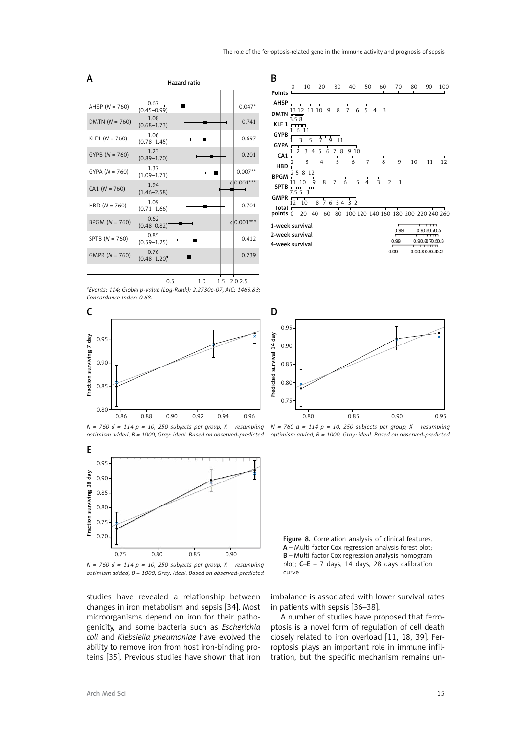A

Hazard ratio

AHSP (N = 760) 0.67 (0.45–0.99) 0.047*

DMTN (N = 760) 1.08 (0.68–1.73) 0.741

KLF1 (N = 760) 1.06 (0.78–1.45) 0.697

GYPB (N = 760) 1.23 (0.89–1.70) 0.201

GYPA (N = 760) 1.37 (1.09–1.71) 0.007**

CA1 (N = 760) 1.94 (1.46–2.58) < 0.001***

HBD (N = 760) 1.09 (0.71–1.66) 0.701

BPGM (N = 760) 0.62 (0.48–0.82) < 0.001***

SPTB (N = 760) 0.85 (0.59–1.25) 0.412

GMPR (N = 760) 0.76 (0.48–1.20) 0.239

0.5 1.0 1.5 2.0 2.5

*#Events: 114; Global p-value (Log-Rank): 2.2730e-07, AIC: 1463.83; Concordance Index: 0.68.*

B

Points 0 10 20 30 40 50 60 70 80 90 100

AHSP 13 12 11 10 9 8 7 6 5 4 3

DMTN 3.5 8

KLF 1 1 6 11

GYPB 1 3 5 7 9 11

GYPA 1 2 3 4 5 6 7 8 9 10

CA1 2 3 4 5 6 7 8 9 10 11 12

HBD 2 5 8 12

BPGM 11 10 9 8 7 6 5 4 3 2 1

SPTB 7.5 5 3

GMPR 12 10 8 7 6 5 4 3 2

Total points 0 20 40 60 80 100 120 140 160 180 200 220 240 260

1-week survival 0.99 0.9 0.8 0.7 0.5

2-week survival 0.99 0.9 0.8 0.7 0.5 0.3

4-week survival 0.99 0.9 0.8 0.6 0.4 0.2

C

Fraction surviving 7 day

0.80 0.85 0.90 0.95

0.86 0.88 0.90 0.92 0.94 0.96

*N = 760 d = 114 p = 10, 250 subjects per group, X – resampling optimism added, B = 1000, Gray: ideal. Based on observed-predicted*

D

Predicted survival 14 day

0.75 0.80 0.85 0.90 0.95

0.80 0.85 0.90 0.95

*N = 760 d = 114 p = 10, 250 subjects per group, X – resampling optimism added, B = 1000, Gray: ideal. Based on observed-predicted*

E

Fraction surviving 28 day

0.70 0.75 0.80 0.85 0.90 0.95

0.75 0.80 0.85 0.90

*N = 760 d = 114 p = 10, 250 subjects per group, X – resampling optimism added, B = 1000, Gray: ideal. Based on observed-predicted*

**Figure 8.** Correlation analysis of clinical features. **A** – Multi-factor Cox regression analysis forest plot; **B** – Multi-factor Cox regression analysis nomogram plot; **C–E** – 7 days, 14 days, 28 days calibration curve

studies have revealed a relationship between changes in iron metabolism and sepsis [34]. Most microorganisms depend on iron for their pathogenicity, and some bacteria such as *Escherichia coli* and *Klebsiella pneumoniae* have evolved the ability to remove iron from host iron-binding proteins [35]. Previous studies have shown that iron imbalance is associated with lower survival rates in patients with sepsis [36–38].

A number of studies have proposed that ferroptosis is a novel form of regulation of cell death closely related to iron overload [11, 18, 39]. Ferroptosis plays an important role in immune infiltration, but the specific mechanism remains un-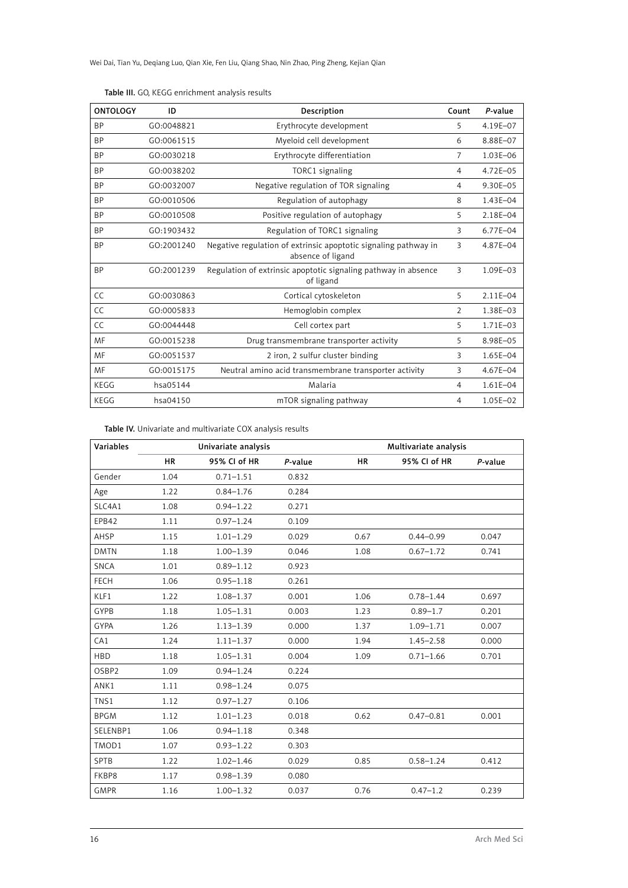**Table III.** GO, KEGG enrichment analysis results

| ONTOLOGY | ID | Description | Count | *P*-value |
|---|---|---|---|---|
| BP | GO:0048821 | Erythrocyte development | 5 | 4.19E–07 |
| BP | GO:0061515 | Myeloid cell development | 6 | 8.88E–07 |
| BP | GO:0030218 | Erythrocyte differentiation | 7 | 1.03E–06 |
| BP | GO:0038202 | TORC1 signaling | 4 | 4.72E–05 |
| BP | GO:0032007 | Negative regulation of TOR signaling | 4 | 9.30E–05 |
| BP | GO:0010506 | Regulation of autophagy | 8 | 1.43E–04 |
| BP | GO:0010508 | Positive regulation of autophagy | 5 | 2.18E–04 |
| BP | GO:1903432 | Regulation of TORC1 signaling | 3 | 6.77E–04 |
| BP | GO:2001240 | Negative regulation of extrinsic apoptotic signaling pathway in absence of ligand | 3 | 4.87E–04 |
| BP | GO:2001239 | Regulation of extrinsic apoptotic signaling pathway in absence of ligand | 3 | 1.09E–03 |
| CC | GO:0030863 | Cortical cytoskeleton | 5 | 2.11E–04 |
| CC | GO:0005833 | Hemoglobin complex | 2 | 1.38E–03 |
| CC | GO:0044448 | Cell cortex part | 5 | 1.71E–03 |
| MF | GO:0015238 | Drug transmembrane transporter activity | 5 | 8.98E–05 |
| MF | GO:0051537 | 2 iron, 2 sulfur cluster binding | 3 | 1.65E–04 |
| MF | GO:0015175 | Neutral amino acid transmembrane transporter activity | 3 | 4.67E–04 |
| KEGG | hsa05144 | Malaria | 4 | 1.61E–04 |
| KEGG | hsa04150 | mTOR signaling pathway | 4 | 1.05E–02 |

**Table IV.** Univariate and multivariate COX analysis results

| Variables | Univariate analysis | | | Multivariate analysis | | |
|---|---|---|---|---|---|---|
| | HR | 95% CI of HR | *P*-value | HR | 95% CI of HR | *P*-value |
| Gender | 1.04 | 0.71–1.51 | 0.832 | | | |
| Age | 1.22 | 0.84–1.76 | 0.284 | | | |
| SLC4A1 | 1.08 | 0.94–1.22 | 0.271 | | | |
| EPB42 | 1.11 | 0.97–1.24 | 0.109 | | | |
| AHSP | 1.15 | 1.01–1.29 | 0.029 | 0.67 | 0.44–0.99 | 0.047 |
| DMTN | 1.18 | 1.00–1.39 | 0.046 | 1.08 | 0.67–1.72 | 0.741 |
| SNCA | 1.01 | 0.89–1.12 | 0.923 | | | |
| FECH | 1.06 | 0.95–1.18 | 0.261 | | | |
| KLF1 | 1.22 | 1.08–1.37 | 0.001 | 1.06 | 0.78–1.44 | 0.697 |
| GYPB | 1.18 | 1.05–1.31 | 0.003 | 1.23 | 0.89–1.7 | 0.201 |
| GYPA | 1.26 | 1.13–1.39 | 0.000 | 1.37 | 1.09–1.71 | 0.007 |
| CA1 | 1.24 | 1.11–1.37 | 0.000 | 1.94 | 1.45–2.58 | 0.000 |
| HBD | 1.18 | 1.05–1.31 | 0.004 | 1.09 | 0.71–1.66 | 0.701 |
| OSBP2 | 1.09 | 0.94–1.24 | 0.224 | | | |
| ANK1 | 1.11 | 0.98–1.24 | 0.075 | | | |
| TNS1 | 1.12 | 0.97–1.27 | 0.106 | | | |
| BPGM | 1.12 | 1.01–1.23 | 0.018 | 0.62 | 0.47–0.81 | 0.001 |
| SELENBP1 | 1.06 | 0.94–1.18 | 0.348 | | | |
| TMOD1 | 1.07 | 0.93–1.22 | 0.303 | | | |
| SPTB | 1.22 | 1.02–1.46 | 0.029 | 0.85 | 0.58–1.24 | 0.412 |
| FKBP8 | 1.17 | 0.98–1.39 | 0.080 | | | |
| GMPR | 1.16 | 1.00–1.32 | 0.037 | 0.76 | 0.47–1.2 | 0.239 |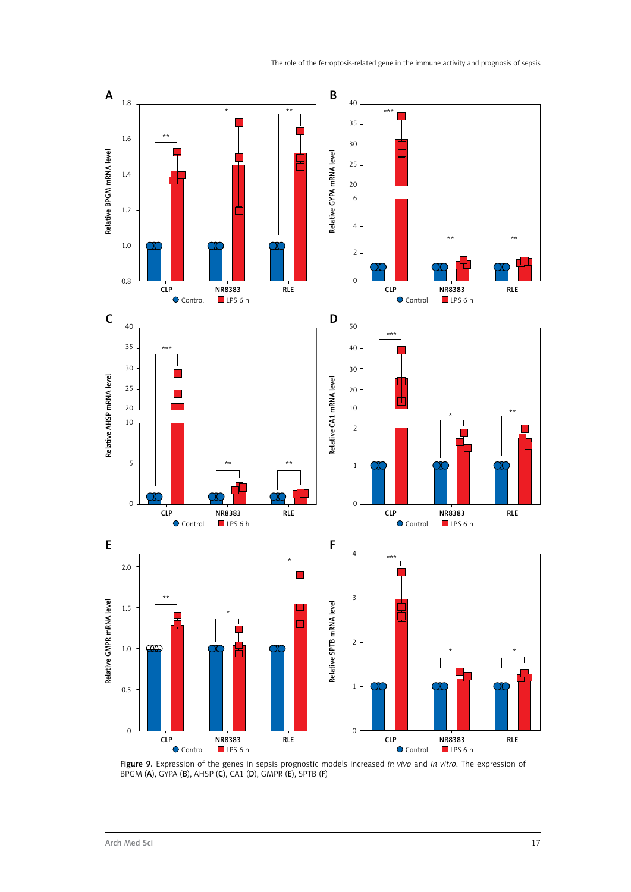A

Relative BPGM mRNA level

1.8
1.6
1.4
1.2
1.0
0.8

**
*
**

CLP NR8383 RLE

Control LPS 6 h

B

Relative GYPA mRNA level

40
35
30
25
20
6
4
2
0

***
**
**

CLP NR8383 RLE

Control LPS 6 h

C

Relative AHSP mRNA level

40
35
30
25
20
10
5
0

***
**
**

CLP NR8383 RLE

Control LPS 6 h

D

Relative CA1 mRNA level

50
40
30
20
10
2
1
0

***
*
**

CLP NR8383 RLE

Control LPS 6 h

E

Relative GMPR mRNA level

2.0
1.5
1.0
0.5
0

**
*
*

CLP NR8383 RLE

Control LPS 6 h

F

Relative SPTB mRNA level

4
3
2
1
0

***
*
*

CLP NR8383 RLE

Control LPS 6 h

**Figure 9.** Expression of the genes in sepsis prognostic models increased *in vivo* and *in vitro*. The expression of BPGM (**A**), GYPA (**B**), AHSP (**C**), CA1 (**D**), GMPR (**E**), SPTB (**F**)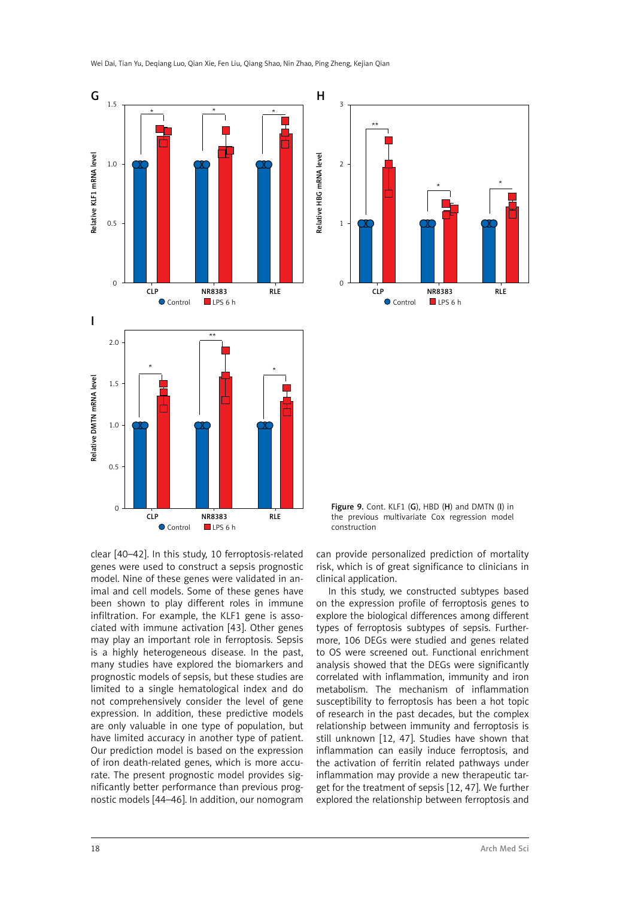G

1.5

1.0

0.5

0

Relative KLF1 mRNA level

CLP NR8383 RLE

Control LPS 6 h

*

*

*

H

3

2

1

0

Relative HBG mRNA level

CLP NR8383 RLE

Control LPS 6 h

**

*

*

I

2.0

1.5

1.0

0.5

0

Relative DMTN mRNA level

CLP NR8383 RLE

Control LPS 6 h

*

**

*

**Figure 9.** Cont. KLF1 (**G**), HBD (**H**) and DMTN (**I**) in the previous multivariate Cox regression model construction

clear [40–42]. In this study, 10 ferroptosis-related genes were used to construct a sepsis prognostic model. Nine of these genes were validated in animal and cell models. Some of these genes have been shown to play different roles in immune infiltration. For example, the KLF1 gene is associated with immune activation [43]. Other genes may play an important role in ferroptosis. Sepsis is a highly heterogeneous disease. In the past, many studies have explored the biomarkers and prognostic models of sepsis, but these studies are limited to a single hematological index and do not comprehensively consider the level of gene expression. In addition, these predictive models are only valuable in one type of population, but have limited accuracy in another type of patient. Our prediction model is based on the expression of iron death-related genes, which is more accurate. The present prognostic model provides significantly better performance than previous prognostic models [44–46]. In addition, our nomogram can provide personalized prediction of mortality risk, which is of great significance to clinicians in clinical application.

In this study, we constructed subtypes based on the expression profile of ferroptosis genes to explore the biological differences among different types of ferroptosis subtypes of sepsis. Furthermore, 106 DEGs were studied and genes related to OS were screened out. Functional enrichment analysis showed that the DEGs were significantly correlated with inflammation, immunity and iron metabolism. The mechanism of inflammation susceptibility to ferroptosis has been a hot topic of research in the past decades, but the complex relationship between immunity and ferroptosis is still unknown [12, 47]. Studies have shown that inflammation can easily induce ferroptosis, and the activation of ferritin related pathways under inflammation may provide a new therapeutic target for the treatment of sepsis [12, 47]. We further explored the relationship between ferroptosis and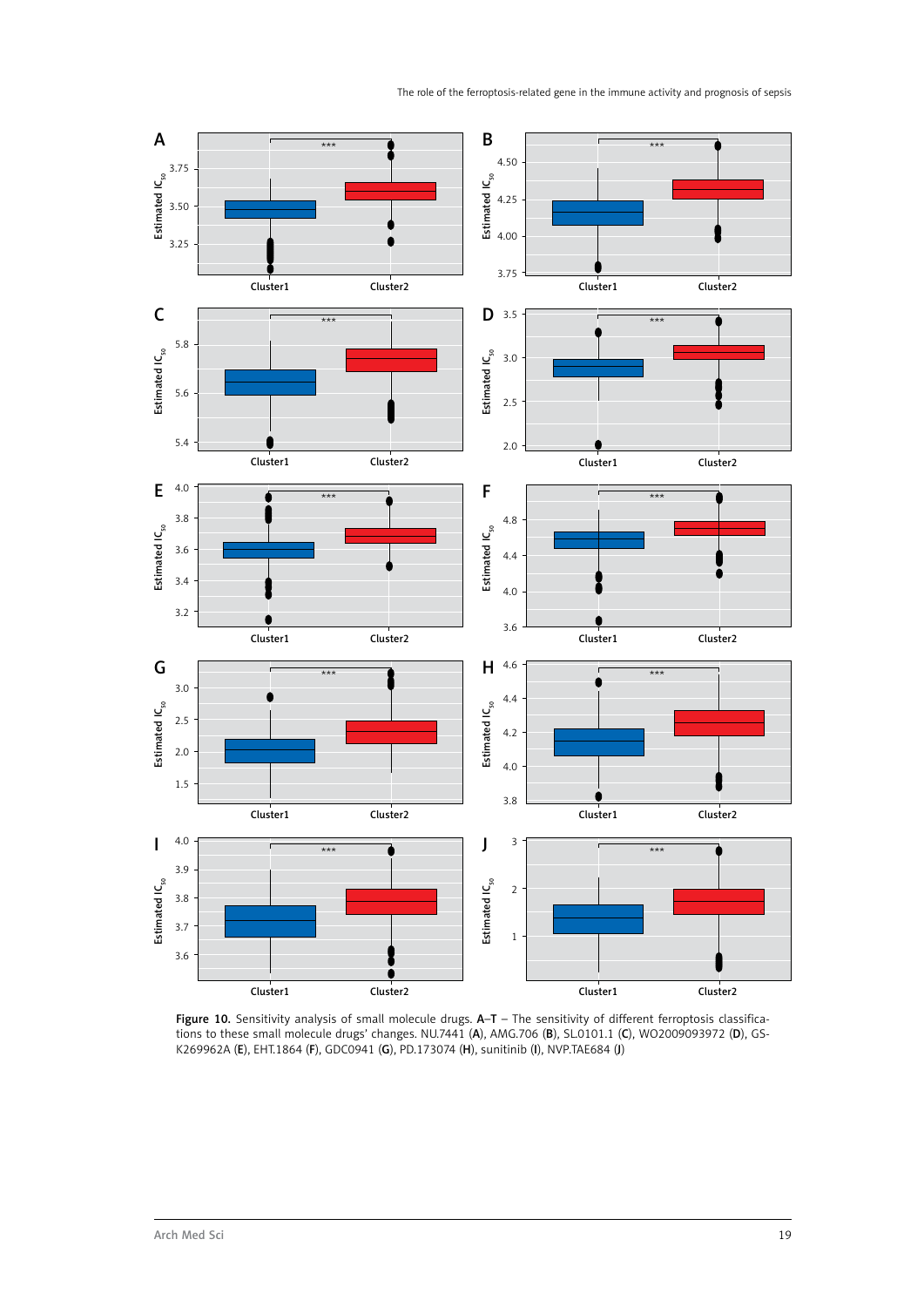A

3.75

3.50

3.25

Estimated $IC_{50}$

Cluster1 Cluster2

***

B

4.50

4.25

4.00

3.75

Estimated $IC_{50}$

Cluster1 Cluster2

***

C

5.8

5.6

5.4

Estimated $IC_{50}$

Cluster1 Cluster2

***

D

3.5

3.0

2.5

2.0

Estimated $IC_{50}$

Cluster1 Cluster2

***

E

4.0

3.8

3.6

3.4

3.2

Estimated $IC_{50}$

Cluster1 Cluster2

***

F

4.8

4.4

4.0

3.6

Estimated $IC_{50}$

Cluster1 Cluster2

***

G

3.0

2.5

2.0

1.5

Estimated $IC_{50}$

Cluster1 Cluster2

***

H

4.6

4.4

4.2

4.0

3.8

Estimated $IC_{50}$

Cluster1 Cluster2

***

I

4.0

3.9

3.8

3.7

3.6

Estimated $IC_{50}$

Cluster1 Cluster2

***

J

3

2

1

Estimated $IC_{50}$

Cluster1 Cluster2

***

**Figure 10.** Sensitivity analysis of small molecule drugs. **A–T** – The sensitivity of different ferroptosis classifications to these small molecule drugs' changes. NU.7441 (**A**), AMG.706 (**B**), SL.0101.1 (**C**), WO2009093972 (**D**), GS-K269962A (**E**), EHT.1864 (**F**), GDC0941 (**G**), PD.173074 (**H**), sunitinib (**I**), NVP.TAE684 (**J**)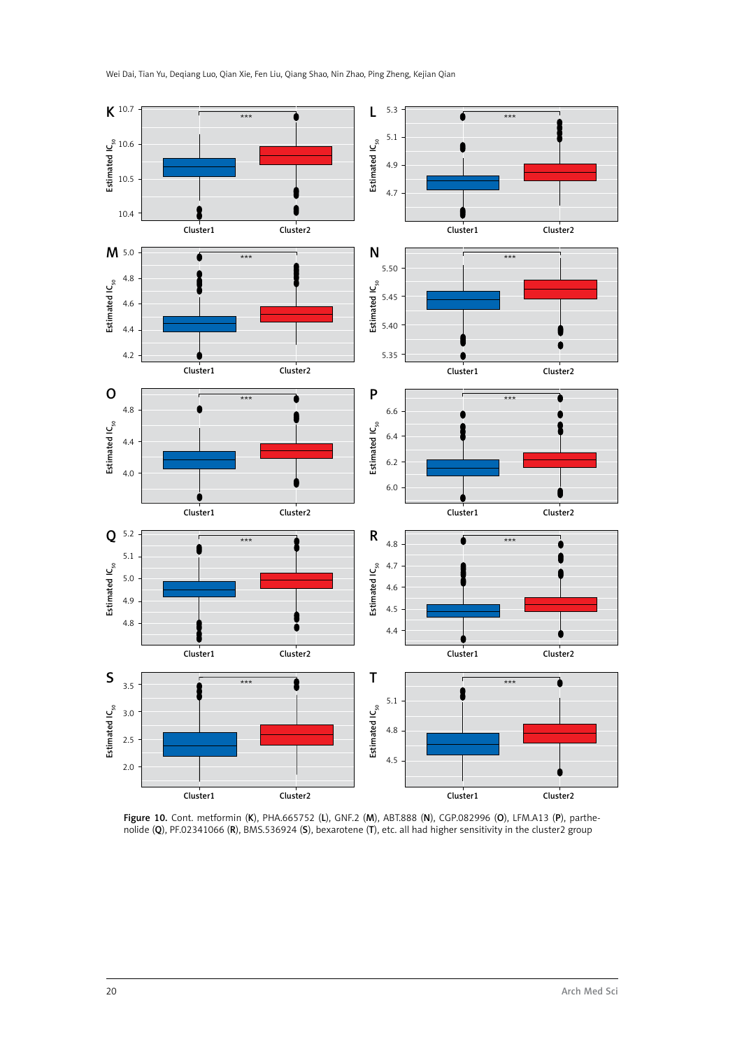K

10.7

10.6

10.5

10.4

Estimated $IC_{50}$

Cluster1

Cluster2

***

L

5.3

5.1

4.9

4.7

Estimated $IC_{50}$

Cluster1

Cluster2

***

M

5.0

4.8

4.6

4.4

4.2

Estimated $IC_{50}$

Cluster1

Cluster2

***

N

5.50

5.45

5.40

5.35

Estimated $IC_{50}$

Cluster1

Cluster2

***

O

4.8

4.4

4.0

Estimated $IC_{50}$

Cluster1

Cluster2

***

P

6.6

6.4

6.2

6.0

Estimated $IC_{50}$

Cluster1

Cluster2

***

Q

5.2

5.1

5.0

4.9

4.8

Estimated $IC_{50}$

Cluster1

Cluster2

***

R

4.8

4.7

4.6

4.5

4.4

Estimated $IC_{50}$

Cluster1

Cluster2

***

S

3.5

3.0

2.5

2.0

Estimated $IC_{50}$

Cluster1

Cluster2

***

T

5.1

4.8

4.5

Estimated $IC_{50}$

Cluster1

Cluster2

***

**Figure 10.** Cont. metformin (**K**), PHA.665752 (**L**), GNF.2 (**M**), ABT.888 (**N**), CGP.082996 (**O**), LFM.A13 (**P**), parthenolide (**Q**), PF.02341066 (**R**), BMS.536924 (**S**), bexarotene (**T**), etc. all had higher sensitivity in the cluster2 group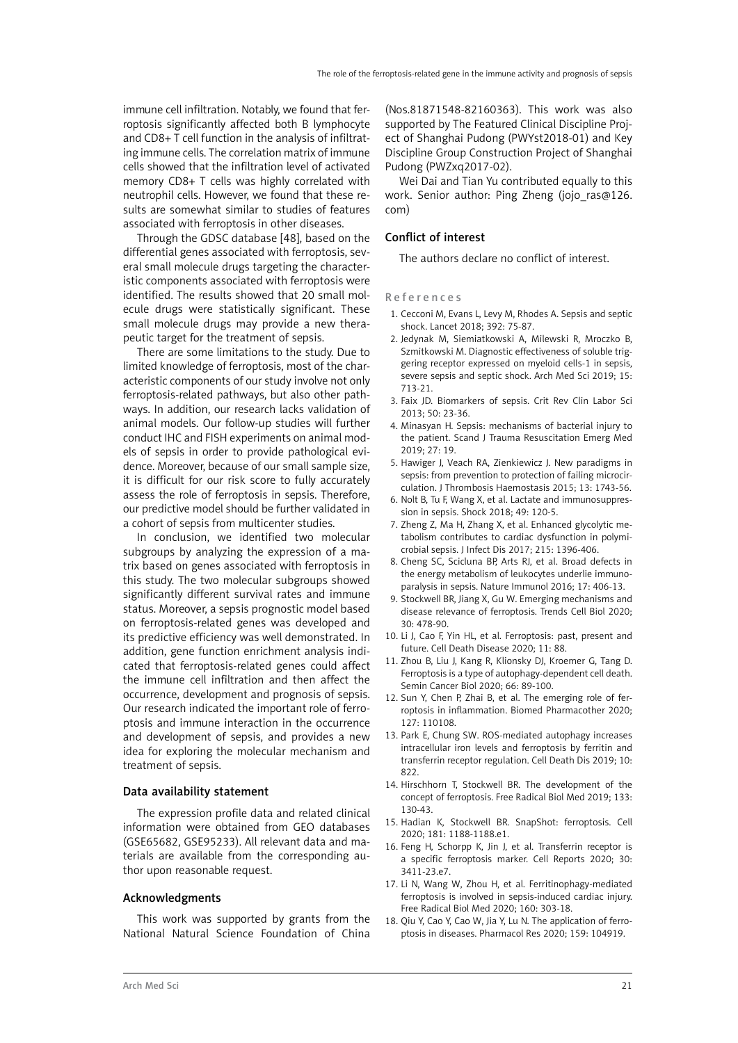immune cell infiltration. Notably, we found that ferroptosis significantly affected both B lymphocyte and CD8+ T cell function in the analysis of infiltrating immune cells. The correlation matrix of immune cells showed that the infiltration level of activated memory CD8+ T cells was highly correlated with neutrophil cells. However, we found that these results are somewhat similar to studies of features associated with ferroptosis in other diseases.

Through the GDSC database [48], based on the differential genes associated with ferroptosis, several small molecule drugs targeting the characteristic components associated with ferroptosis were identified. The results showed that 20 small molecule drugs were statistically significant. These small molecule drugs may provide a new therapeutic target for the treatment of sepsis.

There are some limitations to the study. Due to limited knowledge of ferroptosis, most of the characteristic components of our study involve not only ferroptosis-related pathways, but also other pathways. In addition, our research lacks validation of animal models. Our follow-up studies will further conduct IHC and FISH experiments on animal models of sepsis in order to provide pathological evidence. Moreover, because of our small sample size, it is difficult for our risk score to fully accurately assess the role of ferroptosis in sepsis. Therefore, our predictive model should be further validated in a cohort of sepsis from multicenter studies.

In conclusion, we identified two molecular subgroups by analyzing the expression of a matrix based on genes associated with ferroptosis in this study. The two molecular subgroups showed significantly different survival rates and immune status. Moreover, a sepsis prognostic model based on ferroptosis-related genes was developed and its predictive efficiency was well demonstrated. In addition, gene function enrichment analysis indicated that ferroptosis-related genes could affect the immune cell infiltration and then affect the occurrence, development and prognosis of sepsis. Our research indicated the important role of ferroptosis and immune interaction in the occurrence and development of sepsis, and provides a new idea for exploring the molecular mechanism and treatment of sepsis.

## Data availability statement

The expression profile data and related clinical information were obtained from GEO databases (GSE65682, GSE95233). All relevant data and materials are available from the corresponding author upon reasonable request.

## Acknowledgments

This work was supported by grants from the National Natural Science Foundation of China (Nos.81871548-82160363). This work was also supported by The Featured Clinical Discipline Project of Shanghai Pudong (PWYst2018-01) and Key Discipline Group Construction Project of Shanghai Pudong (PWZxq2017-02).

Wei Dai and Tian Yu contributed equally to this work. Senior author: Ping Zheng (jojo_ras@126.com)

## Conflict of interest

The authors declare no conflict of interest.

## References

1. Cecconi M, Evans L, Levy M, Rhodes A. Sepsis and septic shock. Lancet 2018; 392: 75-87.
2. Jedynak M, Siemiatkowski A, Milewski R, Mroczko B, Szmitkowski M. Diagnostic effectiveness of soluble triggering receptor expressed on myeloid cells-1 in sepsis, severe sepsis and septic shock. Arch Med Sci 2019; 15: 713-21.
3. Faix JD. Biomarkers of sepsis. Crit Rev Clin Labor Sci 2013; 50: 23-36.
4. Minasyan H. Sepsis: mechanisms of bacterial injury to the patient. Scand J Trauma Resuscitation Emerg Med 2019; 27: 19.
5. Hawiger J, Veach RA, Zienkiewicz J. New paradigms in sepsis: from prevention to protection of failing microcirculation. J Thrombosis Haemostasis 2015; 13: 1743-56.
6. Nolt B, Tu F, Wang X, et al. Lactate and immunosuppression in sepsis. Shock 2018; 49: 120-5.
7. Zheng Z, Ma H, Zhang X, et al. Enhanced glycolytic metabolism contributes to cardiac dysfunction in polymicrobial sepsis. J Infect Dis 2017; 215: 1396-406.
8. Cheng SC, Scicluna BP, Arts RJ, et al. Broad defects in the energy metabolism of leukocytes underlie immunoparalysis in sepsis. Nature Immunol 2016; 17: 406-13.
9. Stockwell BR, Jiang X, Gu W. Emerging mechanisms and disease relevance of ferroptosis. Trends Cell Biol 2020; 30: 478-90.
10. Li J, Cao F, Yin HL, et al. Ferroptosis: past, present and future. Cell Death Disease 2020; 11: 88.
11. Zhou B, Liu J, Kang R, Klionsky DJ, Kroemer G, Tang D. Ferroptosis is a type of autophagy-dependent cell death. Semin Cancer Biol 2020; 66: 89-100.
12. Sun Y, Chen P, Zhai B, et al. The emerging role of ferroptosis in inflammation. Biomed Pharmacother 2020; 127: 110108.
13. Park E, Chung SW. ROS-mediated autophagy increases intracellular iron levels and ferroptosis by ferritin and transferrin receptor regulation. Cell Death Dis 2019; 10: 822.
14. Hirschhorn T, Stockwell BR. The development of the concept of ferroptosis. Free Radical Biol Med 2019; 133: 130-43.
15. Hadian K, Stockwell BR. SnapShot: ferroptosis. Cell 2020; 181: 1188-1188.e1.
16. Feng H, Schorpp K, Jin J, et al. Transferrin receptor is a specific ferroptosis marker. Cell Reports 2020; 30: 3411-23.e7.
17. Li N, Wang W, Zhou H, et al. Ferritinophagy-mediated ferroptosis is involved in sepsis-induced cardiac injury. Free Radical Biol Med 2020; 160: 303-18.
18. Qiu Y, Cao Y, Cao W, Jia Y, Lu N. The application of ferroptosis in diseases. Pharmacol Res 2020; 159: 104919.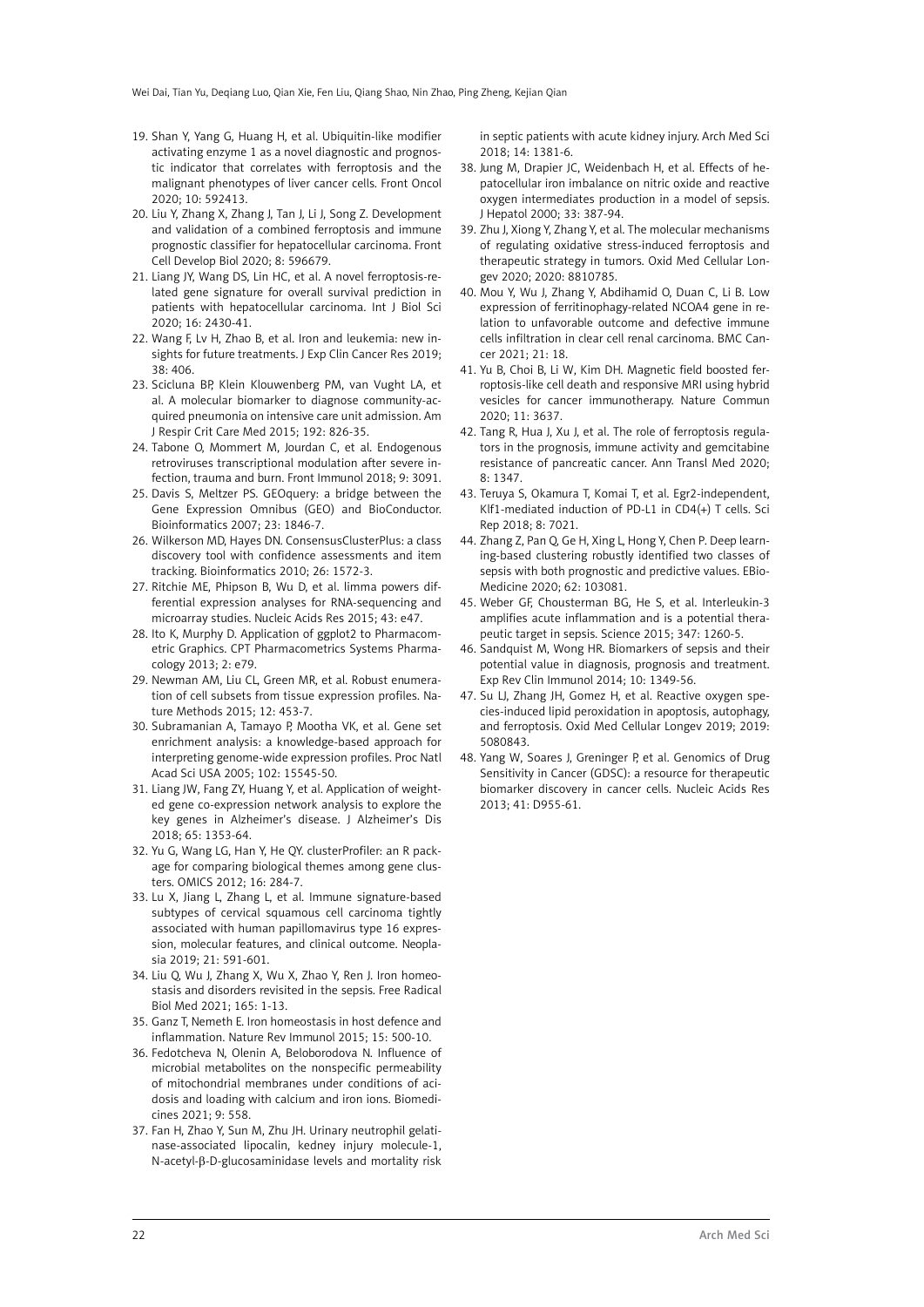19. Shan Y, Yang G, Huang H, et al. Ubiquitin-like modifier activating enzyme 1 as a novel diagnostic and prognostic indicator that correlates with ferroptosis and the malignant phenotypes of liver cancer cells. Front Oncol 2020; 10: 592413.
20. Liu Y, Zhang X, Zhang J, Tan J, Li J, Song Z. Development and validation of a combined ferroptosis and immune prognostic classifier for hepatocellular carcinoma. Front Cell Develop Biol 2020; 8: 596679.
21. Liang JY, Wang DS, Lin HC, et al. A novel ferroptosis-related gene signature for overall survival prediction in patients with hepatocellular carcinoma. Int J Biol Sci 2020; 16: 2430-41.
22. Wang F, Lv H, Zhao B, et al. Iron and leukemia: new insights for future treatments. J Exp Clin Cancer Res 2019; 38: 406.
23. Scicluna BP, Klein Klouwenberg PM, van Vught LA, et al. A molecular biomarker to diagnose community-acquired pneumonia on intensive care unit admission. Am J Respir Crit Care Med 2015; 192: 826-35.
24. Tabone O, Mommert M, Jourdan C, et al. Endogenous retroviruses transcriptional modulation after severe infection, trauma and burn. Front Immunol 2018; 9: 3091.
25. Davis S, Meltzer PS. GEOquery: a bridge between the Gene Expression Omnibus (GEO) and BioConductor. Bioinformatics 2007; 23: 1846-7.
26. Wilkerson MD, Hayes DN. ConsensusClusterPlus: a class discovery tool with confidence assessments and item tracking. Bioinformatics 2010; 26: 1572-3.
27. Ritchie ME, Phipson B, Wu D, et al. limma powers differential expression analyses for RNA-sequencing and microarray studies. Nucleic Acids Res 2015; 43: e47.
28. Ito K, Murphy D. Application of ggplot2 to Pharmacometric Graphics. CPT Pharmacometrics Systems Pharmacology 2013; 2: e79.
29. Newman AM, Liu CL, Green MR, et al. Robust enumeration of cell subsets from tissue expression profiles. Nature Methods 2015; 12: 453-7.
30. Subramanian A, Tamayo P, Mootha VK, et al. Gene set enrichment analysis: a knowledge-based approach for interpreting genome-wide expression profiles. Proc Natl Acad Sci USA 2005; 102: 15545-50.
31. Liang JW, Fang ZY, Huang Y, et al. Application of weighted gene co-expression network analysis to explore the key genes in Alzheimer's disease. J Alzheimer's Dis 2018; 65: 1353-64.
32. Yu G, Wang LG, Han Y, He QY. clusterProfiler: an R package for comparing biological themes among gene clusters. OMICS 2012; 16: 284-7.
33. Lu X, Jiang L, Zhang L, et al. Immune signature-based subtypes of cervical squamous cell carcinoma tightly associated with human papillomavirus type 16 expression, molecular features, and clinical outcome. Neoplasia 2019; 21: 591-601.
34. Liu Q, Wu J, Zhang X, Wu X, Zhao Y, Ren J. Iron homeostasis and disorders revisited in the sepsis. Free Radical Biol Med 2021; 165: 1-13.
35. Ganz T, Nemeth E. Iron homeostasis in host defence and inflammation. Nature Rev Immunol 2015; 15: 500-10.
36. Fedotcheva N, Olenin A, Beloborodova N. Influence of microbial metabolites on the nonspecific permeability of mitochondrial membranes under conditions of acidosis and loading with calcium and iron ions. Biomedicines 2021; 9: 558.
37. Fan H, Zhao Y, Sun M, Zhu JH. Urinary neutrophil gelatinase-associated lipocalin, kedney injury molecule-1, N-acetyl-β-D-glucosaminidase levels and mortality risk in septic patients with acute kidney injury. Arch Med Sci 2018; 14: 1381-6.
38. Jung M, Drapier JC, Weidenbach H, et al. Effects of hepatocellular iron imbalance on nitric oxide and reactive oxygen intermediates production in a model of sepsis. J Hepatol 2000; 33: 387-94.
39. Zhu J, Xiong Y, Zhang Y, et al. The molecular mechanisms of regulating oxidative stress-induced ferroptosis and therapeutic strategy in tumors. Oxid Med Cellular Longev 2020; 2020: 8810785.
40. Mou Y, Wu J, Zhang Y, Abdihamid O, Duan C, Li B. Low expression of ferritinophagy-related NCOA4 gene in relation to unfavorable outcome and defective immune cells infiltration in clear cell renal carcinoma. BMC Cancer 2021; 21: 18.
41. Yu B, Choi B, Li W, Kim DH. Magnetic field boosted ferroptosis-like cell death and responsive MRI using hybrid vesicles for cancer immunotherapy. Nature Commun 2020; 11: 3637.
42. Tang R, Hua J, Xu J, et al. The role of ferroptosis regulators in the prognosis, immune activity and gemcitabine resistance of pancreatic cancer. Ann Transl Med 2020; 8: 1347.
43. Teruya S, Okamura T, Komai T, et al. Egr2-independent, Klf1-mediated induction of PD-L1 in CD4(+) T cells. Sci Rep 2018; 8: 7021.
44. Zhang Z, Pan Q, Ge H, Xing L, Hong Y, Chen P. Deep learning-based clustering robustly identified two classes of sepsis with both prognostic and predictive values. EBioMedicine 2020; 62: 103081.
45. Weber GF, Chousterman BG, He S, et al. Interleukin-3 amplifies acute inflammation and is a potential therapeutic target in sepsis. Science 2015; 347: 1260-5.
46. Sandquist M, Wong HR. Biomarkers of sepsis and their potential value in diagnosis, prognosis and treatment. Exp Rev Clin Immunol 2014; 10: 1349-56.
47. Su LJ, Zhang JH, Gomez H, et al. Reactive oxygen species-induced lipid peroxidation in apoptosis, autophagy, and ferroptosis. Oxid Med Cellular Longev 2019; 2019: 5080843.
48. Yang W, Soares J, Greninger P, et al. Genomics of Drug Sensitivity in Cancer (GDSC): a resource for therapeutic biomarker discovery in cancer cells. Nucleic Acids Res 2013; 41: D955-61.